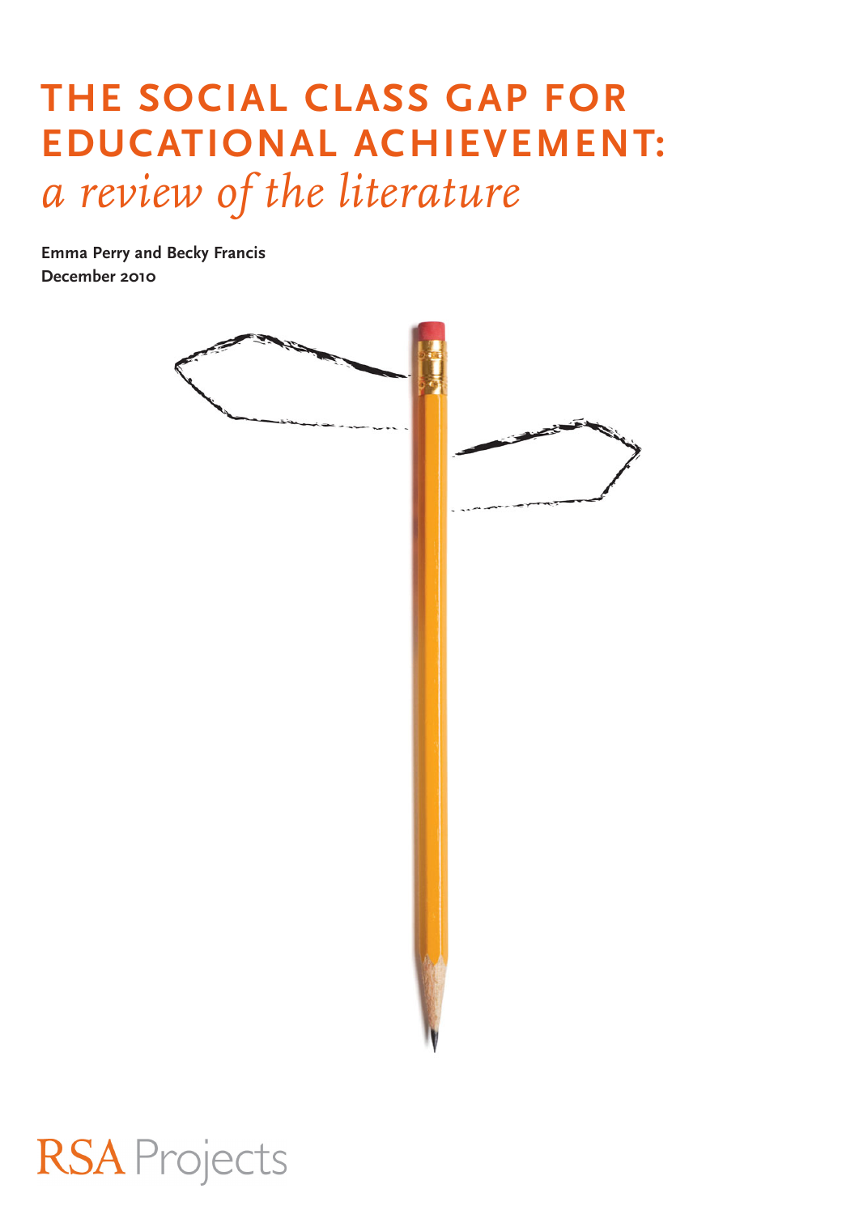# THE SOCIAL CLASS GAP FOR EDUCATIONAL ACHIEVEMENT:

*a review of the literature*

**Emma Perry and Becky Francis**
**December 2010**

RSA Projects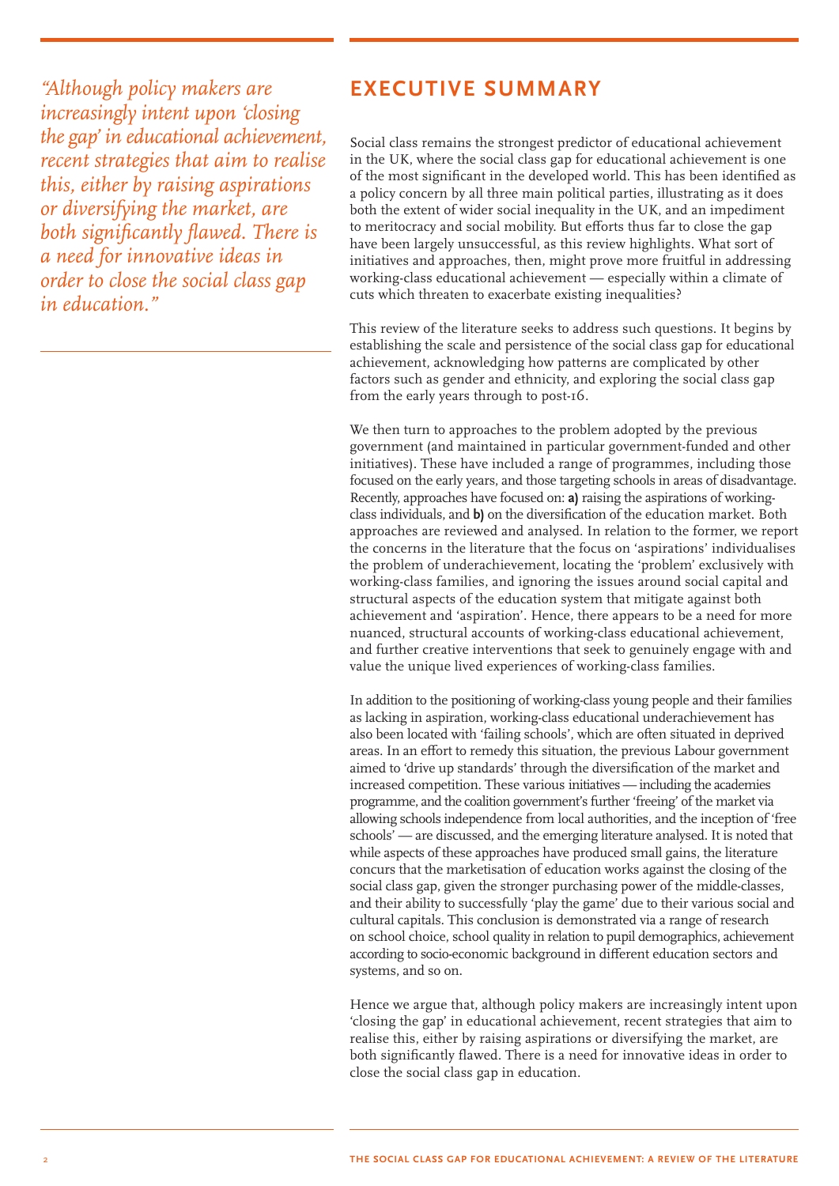*"Although policy makers are increasingly intent upon 'closing the gap' in educational achievement, recent strategies that aim to realise this, either by raising aspirations or diversifying the market, are both significantly flawed. There is a need for innovative ideas in order to close the social class gap in education."*

## EXECUTIVE SUMMARY

Social class remains the strongest predictor of educational achievement in the UK, where the social class gap for educational achievement is one of the most significant in the developed world. This has been identified as a policy concern by all three main political parties, illustrating as it does both the extent of wider social inequality in the UK, and an impediment to meritocracy and social mobility. But efforts thus far to close the gap have been largely unsuccessful, as this review highlights. What sort of initiatives and approaches, then, might prove more fruitful in addressing working-class educational achievement — especially within a climate of cuts which threaten to exacerbate existing inequalities?

This review of the literature seeks to address such questions. It begins by establishing the scale and persistence of the social class gap for educational achievement, acknowledging how patterns are complicated by other factors such as gender and ethnicity, and exploring the social class gap from the early years through to post-16.

We then turn to approaches to the problem adopted by the previous government (and maintained in particular government-funded and other initiatives). These have included a range of programmes, including those focused on the early years, and those targeting schools in areas of disadvantage. Recently, approaches have focused on: **a)** raising the aspirations of working-class individuals, and **b)** on the diversification of the education market. Both approaches are reviewed and analysed. In relation to the former, we report the concerns in the literature that the focus on 'aspirations' individualises the problem of underachievement, locating the 'problem' exclusively with working-class families, and ignoring the issues around social capital and structural aspects of the education system that mitigate against both achievement and 'aspiration'. Hence, there appears to be a need for more nuanced, structural accounts of working-class educational achievement, and further creative interventions that seek to genuinely engage with and value the unique lived experiences of working-class families.

In addition to the positioning of working-class young people and their families as lacking in aspiration, working-class educational underachievement has also been located with 'failing schools', which are often situated in deprived areas. In an effort to remedy this situation, the previous Labour government aimed to 'drive up standards' through the diversification of the market and increased competition. These various initiatives — including the academies programme, and the coalition government's further 'freeing' of the market via allowing schools independence from local authorities, and the inception of 'free schools' — are discussed, and the emerging literature analysed. It is noted that while aspects of these approaches have produced small gains, the literature concurs that the marketisation of education works against the closing of the social class gap, given the stronger purchasing power of the middle-classes, and their ability to successfully 'play the game' due to their various social and cultural capitals. This conclusion is demonstrated via a range of research on school choice, school quality in relation to pupil demographics, achievement according to socio-economic background in different education sectors and systems, and so on.

Hence we argue that, although policy makers are increasingly intent upon 'closing the gap' in educational achievement, recent strategies that aim to realise this, either by raising aspirations or diversifying the market, are both significantly flawed. There is a need for innovative ideas in order to close the social class gap in education.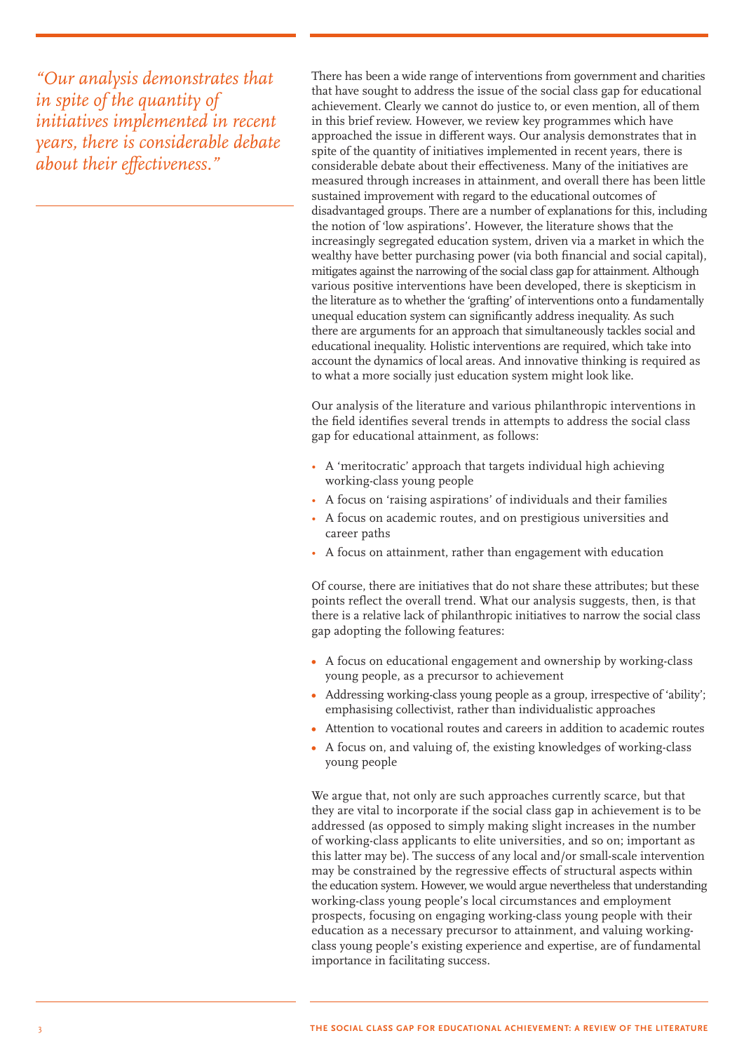*“Our analysis demonstrates that in spite of the quantity of initiatives implemented in recent years, there is considerable debate about their effectiveness.”*

There has been a wide range of interventions from government and charities that have sought to address the issue of the social class gap for educational achievement. Clearly we cannot do justice to, or even mention, all of them in this brief review. However, we review key programmes which have approached the issue in different ways. Our analysis demonstrates that in spite of the quantity of initiatives implemented in recent years, there is considerable debate about their effectiveness. Many of the initiatives are measured through increases in attainment, and overall there has been little sustained improvement with regard to the educational outcomes of disadvantaged groups. There are a number of explanations for this, including the notion of ‘low aspirations’. However, the literature shows that the increasingly segregated education system, driven via a market in which the wealthy have better purchasing power (via both financial and social capital), mitigates against the narrowing of the social class gap for attainment. Although various positive interventions have been developed, there is skepticism in the literature as to whether the ‘grafting’ of interventions onto a fundamentally unequal education system can significantly address inequality. As such there are arguments for an approach that simultaneously tackles social and educational inequality. Holistic interventions are required, which take into account the dynamics of local areas. And innovative thinking is required as to what a more socially just education system might look like.

Our analysis of the literature and various philanthropic interventions in the field identifies several trends in attempts to address the social class gap for educational attainment, as follows:

- A ‘meritocratic’ approach that targets individual high achieving working-class young people
- A focus on ‘raising aspirations’ of individuals and their families
- A focus on academic routes, and on prestigious universities and career paths
- A focus on attainment, rather than engagement with education

Of course, there are initiatives that do not share these attributes; but these points reflect the overall trend. What our analysis suggests, then, is that there is a relative lack of philanthropic initiatives to narrow the social class gap adopting the following features:

- A focus on educational engagement and ownership by working-class young people, as a precursor to achievement
- Addressing working-class young people as a group, irrespective of ‘ability’; emphasising collectivist, rather than individualistic approaches
- Attention to vocational routes and careers in addition to academic routes
- A focus on, and valuing of, the existing knowledges of working-class young people

We argue that, not only are such approaches currently scarce, but that they are vital to incorporate if the social class gap in achievement is to be addressed (as opposed to simply making slight increases in the number of working-class applicants to elite universities, and so on; important as this latter may be). The success of any local and/or small-scale intervention may be constrained by the regressive effects of structural aspects within the education system. However, we would argue nevertheless that understanding working-class young people’s local circumstances and employment prospects, focusing on engaging working-class young people with their education as a necessary precursor to attainment, and valuing working-class young people’s existing experience and expertise, are of fundamental importance in facilitating success.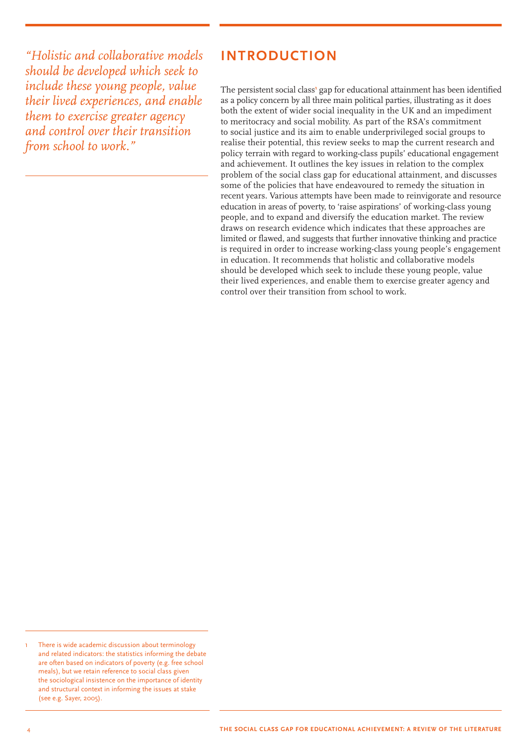*"Holistic and collaborative models should be developed which seek to include these young people, value their lived experiences, and enable them to exercise greater agency and control over their transition from school to work."*

## INTRODUCTION

The persistent social class[1] gap for educational attainment has been identified as a policy concern by all three main political parties, illustrating as it does both the extent of wider social inequality in the UK and an impediment to meritocracy and social mobility. As part of the RSA's commitment to social justice and its aim to enable underprivileged social groups to realise their potential, this review seeks to map the current research and policy terrain with regard to working-class pupils' educational engagement and achievement. It outlines the key issues in relation to the complex problem of the social class gap for educational attainment, and discusses some of the policies that have endeavoured to remedy the situation in recent years. Various attempts have been made to reinvigorate and resource education in areas of poverty, to 'raise aspirations' of working-class young people, and to expand and diversify the education market. The review draws on research evidence which indicates that these approaches are limited or flawed, and suggests that further innovative thinking and practice is required in order to increase working-class young people's engagement in education. It recommends that holistic and collaborative models should be developed which seek to include these young people, value their lived experiences, and enable them to exercise greater agency and control over their transition from school to work.

---

1 There is wide academic discussion about terminology and related indicators: the statistics informing the debate are often based on indicators of poverty (e.g. free school meals), but we retain reference to social class given the sociological insistence on the importance of identity and structural context in informing the issues at stake (see e.g. Sayer, 2005).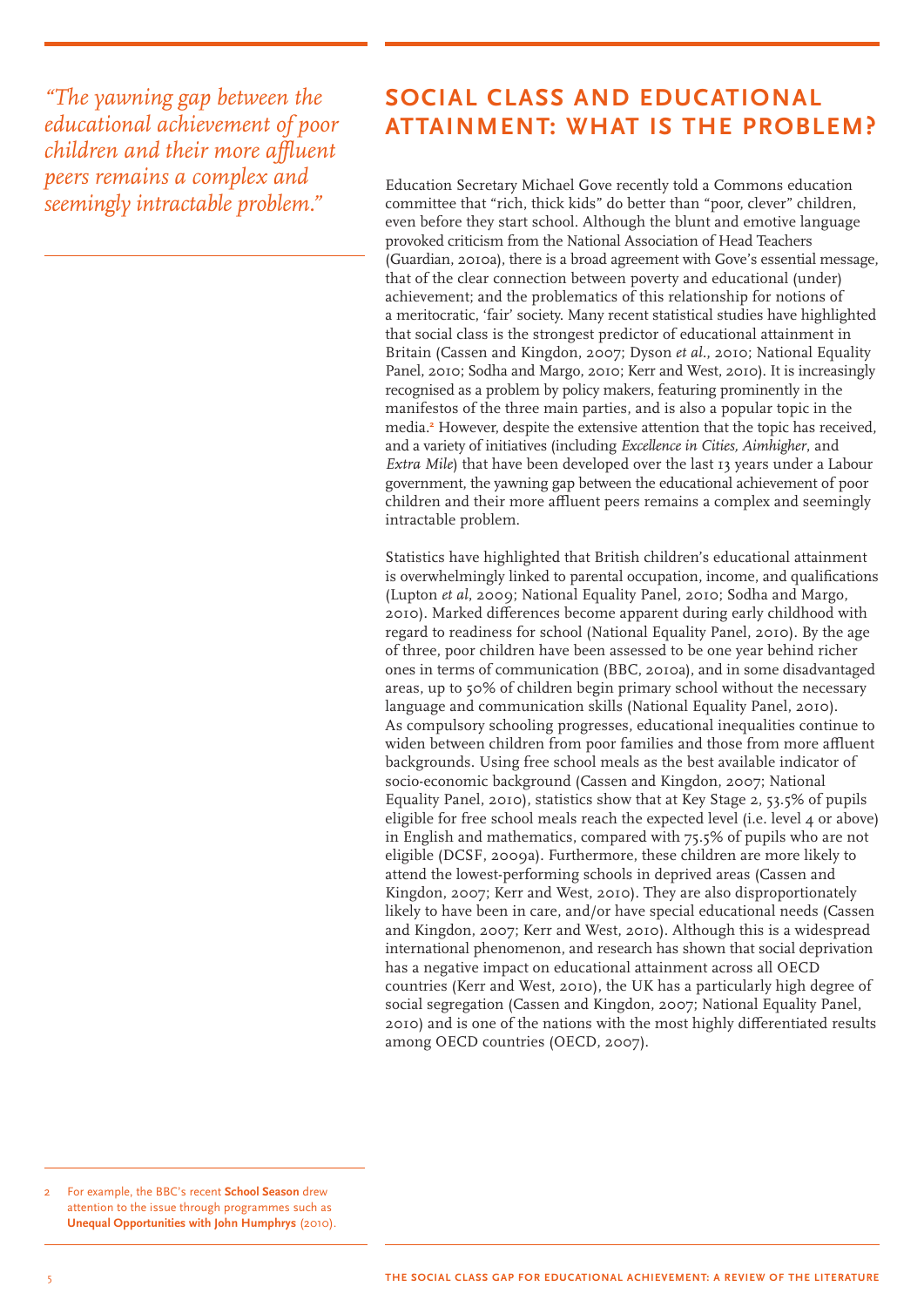*"The yawning gap between the educational achievement of poor children and their more affluent peers remains a complex and seemingly intractable problem."*

## SOCIAL CLASS AND EDUCATIONAL ATTAINMENT: WHAT IS THE PROBLEM?

Education Secretary Michael Gove recently told a Commons education committee that "rich, thick kids" do better than "poor, clever" children, even before they start school. Although the blunt and emotive language provoked criticism from the National Association of Head Teachers (Guardian, 2010a), there is a broad agreement with Gove's essential message, that of the clear connection between poverty and educational (under) achievement; and the problematics of this relationship for notions of a meritocratic, 'fair' society. Many recent statistical studies have highlighted that social class is the strongest predictor of educational attainment in Britain (Cassen and Kingdon, 2007; Dyson *et al.*, 2010; National Equality Panel, 2010; Sodha and Margo, 2010; Kerr and West, 2010). It is increasingly recognised as a problem by policy makers, featuring prominently in the manifestos of the three main parties, and is also a popular topic in the media.[2] However, despite the extensive attention that the topic has received, and a variety of initiatives (including *Excellence in Cities, Aimhigher*, and *Extra Mile*) that have been developed over the last 13 years under a Labour government, the yawning gap between the educational achievement of poor children and their more affluent peers remains a complex and seemingly intractable problem.

Statistics have highlighted that British children's educational attainment is overwhelmingly linked to parental occupation, income, and qualifications (Lupton *et al*, 2009; National Equality Panel, 2010; Sodha and Margo, 2010). Marked differences become apparent during early childhood with regard to readiness for school (National Equality Panel, 2010). By the age of three, poor children have been assessed to be one year behind richer ones in terms of communication (BBC, 2010a), and in some disadvantaged areas, up to 50% of children begin primary school without the necessary language and communication skills (National Equality Panel, 2010). As compulsory schooling progresses, educational inequalities continue to widen between children from poor families and those from more affluent backgrounds. Using free school meals as the best available indicator of socio-economic background (Cassen and Kingdon, 2007; National Equality Panel, 2010), statistics show that at Key Stage 2, 53.5% of pupils eligible for free school meals reach the expected level (i.e. level 4 or above) in English and mathematics, compared with 75.5% of pupils who are not eligible (DCSF, 2009a). Furthermore, these children are more likely to attend the lowest-performing schools in deprived areas (Cassen and Kingdon, 2007; Kerr and West, 2010). They are also disproportionately likely to have been in care, and/or have special educational needs (Cassen and Kingdon, 2007; Kerr and West, 2010). Although this is a widespread international phenomenon, and research has shown that social deprivation has a negative impact on educational attainment across all OECD countries (Kerr and West, 2010), the UK has a particularly high degree of social segregation (Cassen and Kingdon, 2007; National Equality Panel, 2010) and is one of the nations with the most highly differentiated results among OECD countries (OECD, 2007).

---

2 For example, the BBC's recent **School Season** drew attention to the issue through programmes such as **Unequal Opportunities with John Humphrys** (2010).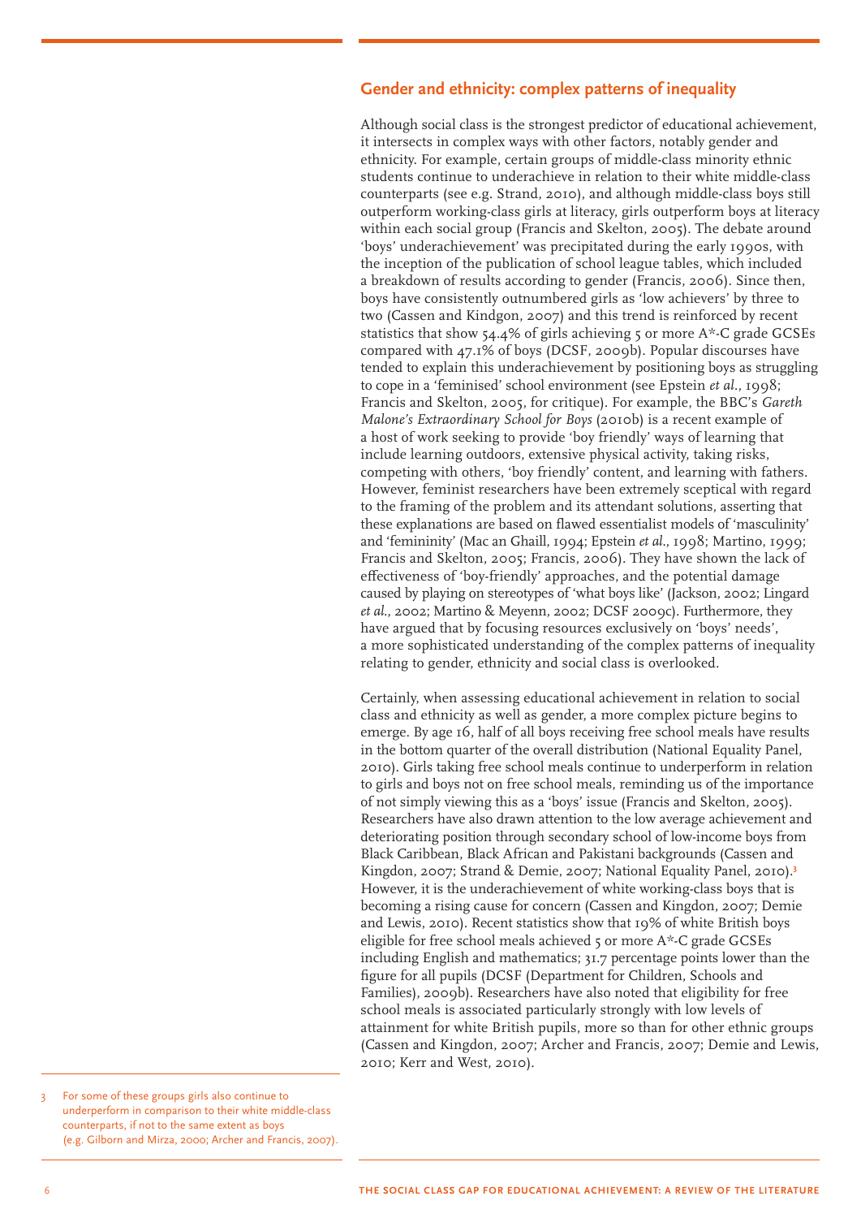## Gender and ethnicity: complex patterns of inequality

Although social class is the strongest predictor of educational achievement, it intersects in complex ways with other factors, notably gender and ethnicity. For example, certain groups of middle-class minority ethnic students continue to underachieve in relation to their white middle-class counterparts (see e.g. Strand, 2010), and although middle-class boys still outperform working-class girls at literacy, girls outperform boys at literacy within each social group (Francis and Skelton, 2005). The debate around 'boys' underachievement' was precipitated during the early 1990s, with the inception of the publication of school league tables, which included a breakdown of results according to gender (Francis, 2006). Since then, boys have consistently outnumbered girls as 'low achievers' by three to two (Cassen and Kindgon, 2007) and this trend is reinforced by recent statistics that show 54.4% of girls achieving 5 or more A*-C grade GCSEs compared with 47.1% of boys (DCSF, 2009b). Popular discourses have tended to explain this underachievement by positioning boys as struggling to cope in a 'feminised' school environment (see Epstein *et al*., 1998; Francis and Skelton, 2005, for critique). For example, the BBC's *Gareth Malone's Extraordinary School for Boys* (2010b) is a recent example of a host of work seeking to provide 'boy friendly' ways of learning that include learning outdoors, extensive physical activity, taking risks, competing with others, 'boy friendly' content, and learning with fathers. However, feminist researchers have been extremely sceptical with regard to the framing of the problem and its attendant solutions, asserting that these explanations are based on flawed essentialist models of 'masculinity' and 'femininity' (Mac an Ghaill, 1994; Epstein *et al*., 1998; Martino, 1999; Francis and Skelton, 2005; Francis, 2006). They have shown the lack of effectiveness of 'boy-friendly' approaches, and the potential damage caused by playing on stereotypes of 'what boys like' (Jackson, 2002; Lingard *et al*., 2002; Martino & Meyenn, 2002; DCSF 2009c). Furthermore, they have argued that by focusing resources exclusively on 'boys' needs', a more sophisticated understanding of the complex patterns of inequality relating to gender, ethnicity and social class is overlooked.

Certainly, when assessing educational achievement in relation to social class and ethnicity as well as gender, a more complex picture begins to emerge. By age 16, half of all boys receiving free school meals have results in the bottom quarter of the overall distribution (National Equality Panel, 2010). Girls taking free school meals continue to underperform in relation to girls and boys not on free school meals, reminding us of the importance of not simply viewing this as a 'boys' issue (Francis and Skelton, 2005). Researchers have also drawn attention to the low average achievement and deteriorating position through secondary school of low-income boys from Black Caribbean, Black African and Pakistani backgrounds (Cassen and Kingdon, 2007; Strand & Demie, 2007; National Equality Panel, 2010).[3] However, it is the underachievement of white working-class boys that is becoming a rising cause for concern (Cassen and Kingdon, 2007; Demie and Lewis, 2010). Recent statistics show that 19% of white British boys eligible for free school meals achieved 5 or more A*-C grade GCSEs including English and mathematics; 31.7 percentage points lower than the figure for all pupils (DCSF (Department for Children, Schools and Families), 2009b). Researchers have also noted that eligibility for free school meals is associated particularly strongly with low levels of attainment for white British pupils, more so than for other ethnic groups (Cassen and Kingdon, 2007; Archer and Francis, 2007; Demie and Lewis, 2010; Kerr and West, 2010).

[3] For some of these groups girls also continue to underperform in comparison to their white middle-class counterparts, if not to the same extent as boys (e.g. Gilborn and Mirza, 2000; Archer and Francis, 2007).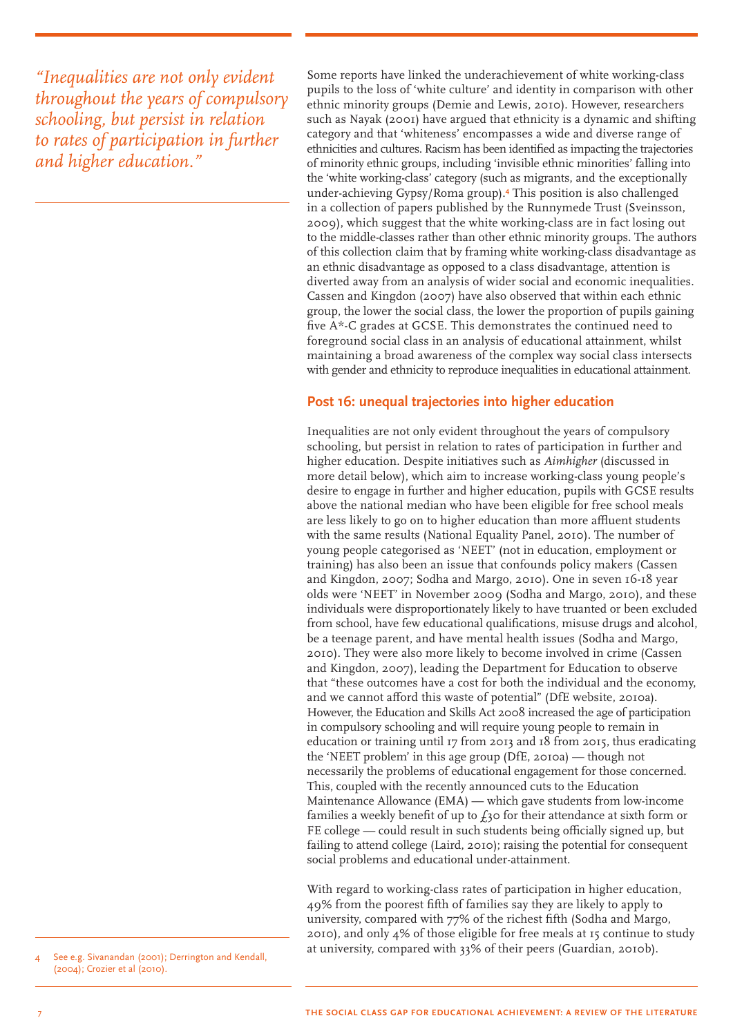> *"Inequalities are not only evident throughout the years of compulsory schooling, but persist in relation to rates of participation in further and higher education."*

Some reports have linked the underachievement of white working-class pupils to the loss of 'white culture' and identity in comparison with other ethnic minority groups (Demie and Lewis, 2010). However, researchers such as Nayak (2001) have argued that ethnicity is a dynamic and shifting category and that 'whiteness' encompasses a wide and diverse range of ethnicities and cultures. Racism has been identified as impacting the trajectories of minority ethnic groups, including 'invisible ethnic minorities' falling into the 'white working-class' category (such as migrants, and the exceptionally under-achieving Gypsy/Roma group).[4] This position is also challenged in a collection of papers published by the Runnymede Trust (Sveinsson, 2009), which suggest that the white working-class are in fact losing out to the middle-classes rather than other ethnic minority groups. The authors of this collection claim that by framing white working-class disadvantage as an ethnic disadvantage as opposed to a class disadvantage, attention is diverted away from an analysis of wider social and economic inequalities. Cassen and Kingdon (2007) have also observed that within each ethnic group, the lower the social class, the lower the proportion of pupils gaining five A*-C grades at GCSE. This demonstrates the continued need to foreground social class in an analysis of educational attainment, whilst maintaining a broad awareness of the complex way social class intersects with gender and ethnicity to reproduce inequalities in educational attainment.

## Post 16: unequal trajectories into higher education

Inequalities are not only evident throughout the years of compulsory schooling, but persist in relation to rates of participation in further and higher education. Despite initiatives such as *Aimhigher* (discussed in more detail below), which aim to increase working-class young people's desire to engage in further and higher education, pupils with GCSE results above the national median who have been eligible for free school meals are less likely to go on to higher education than more affluent students with the same results (National Equality Panel, 2010). The number of young people categorised as 'NEET' (not in education, employment or training) has also been an issue that confounds policy makers (Cassen and Kingdon, 2007; Sodha and Margo, 2010). One in seven 16-18 year olds were 'NEET' in November 2009 (Sodha and Margo, 2010), and these individuals were disproportionately likely to have truanted or been excluded from school, have few educational qualifications, misuse drugs and alcohol, be a teenage parent, and have mental health issues (Sodha and Margo, 2010). They were also more likely to become involved in crime (Cassen and Kingdon, 2007), leading the Department for Education to observe that "these outcomes have a cost for both the individual and the economy, and we cannot afford this waste of potential" (DfE website, 2010a). However, the Education and Skills Act 2008 increased the age of participation in compulsory schooling and will require young people to remain in education or training until 17 from 2013 and 18 from 2015, thus eradicating the 'NEET problem' in this age group (DfE, 2010a) — though not necessarily the problems of educational engagement for those concerned. This, coupled with the recently announced cuts to the Education Maintenance Allowance (EMA) — which gave students from low-income families a weekly benefit of up to £30 for their attendance at sixth form or FE college — could result in such students being officially signed up, but failing to attend college (Laird, 2010); raising the potential for consequent social problems and educational under-attainment.

With regard to working-class rates of participation in higher education, 49% from the poorest fifth of families say they are likely to apply to university, compared with 77% of the richest fifth (Sodha and Margo, 2010), and only 4% of those eligible for free meals at 15 continue to study at university, compared with 33% of their peers (Guardian, 2010b).

[4] See e.g. Sivanandan (2001); Derrington and Kendall, (2004); Crozier et al (2010).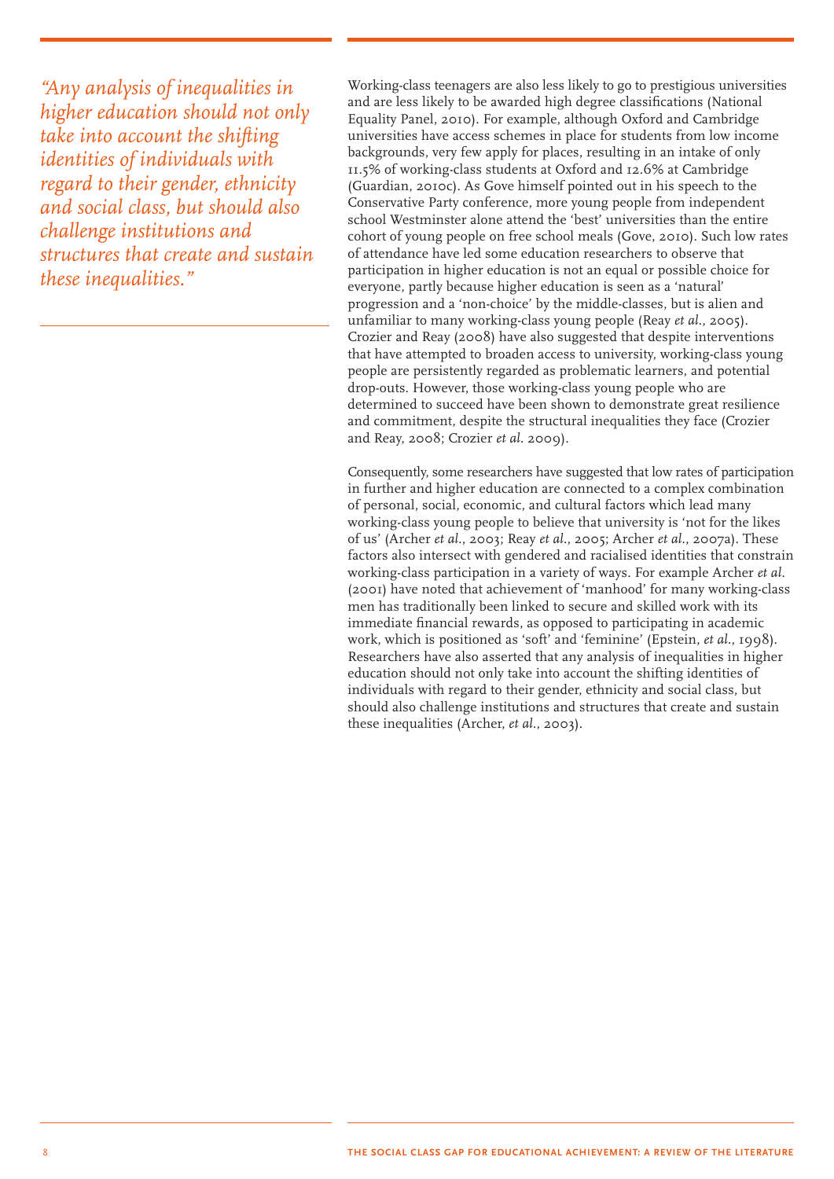*"Any analysis of inequalities in higher education should not only take into account the shifting identities of individuals with regard to their gender, ethnicity and social class, but should also challenge institutions and structures that create and sustain these inequalities."*

Working-class teenagers are also less likely to go to prestigious universities and are less likely to be awarded high degree classifications (National Equality Panel, 2010). For example, although Oxford and Cambridge universities have access schemes in place for students from low income backgrounds, very few apply for places, resulting in an intake of only 11.5% of working-class students at Oxford and 12.6% at Cambridge (Guardian, 2010c). As Gove himself pointed out in his speech to the Conservative Party conference, more young people from independent school Westminster alone attend the 'best' universities than the entire cohort of young people on free school meals (Gove, 2010). Such low rates of attendance have led some education researchers to observe that participation in higher education is not an equal or possible choice for everyone, partly because higher education is seen as a 'natural' progression and a 'non-choice' by the middle-classes, but is alien and unfamiliar to many working-class young people (Reay *et al.*, 2005). Crozier and Reay (2008) have also suggested that despite interventions that have attempted to broaden access to university, working-class young people are persistently regarded as problematic learners, and potential drop-outs. However, those working-class young people who are determined to succeed have been shown to demonstrate great resilience and commitment, despite the structural inequalities they face (Crozier and Reay, 2008; Crozier *et al.* 2009).

Consequently, some researchers have suggested that low rates of participation in further and higher education are connected to a complex combination of personal, social, economic, and cultural factors which lead many working-class young people to believe that university is 'not for the likes of us' (Archer *et al.*, 2003; Reay *et al.*, 2005; Archer *et al.*, 2007a). These factors also intersect with gendered and racialised identities that constrain working-class participation in a variety of ways. For example Archer *et al.* (2001) have noted that achievement of 'manhood' for many working-class men has traditionally been linked to secure and skilled work with its immediate financial rewards, as opposed to participating in academic work, which is positioned as 'soft' and 'feminine' (Epstein, *et al.*, 1998). Researchers have also asserted that any analysis of inequalities in higher education should not only take into account the shifting identities of individuals with regard to their gender, ethnicity and social class, but should also challenge institutions and structures that create and sustain these inequalities (Archer, *et al.*, 2003).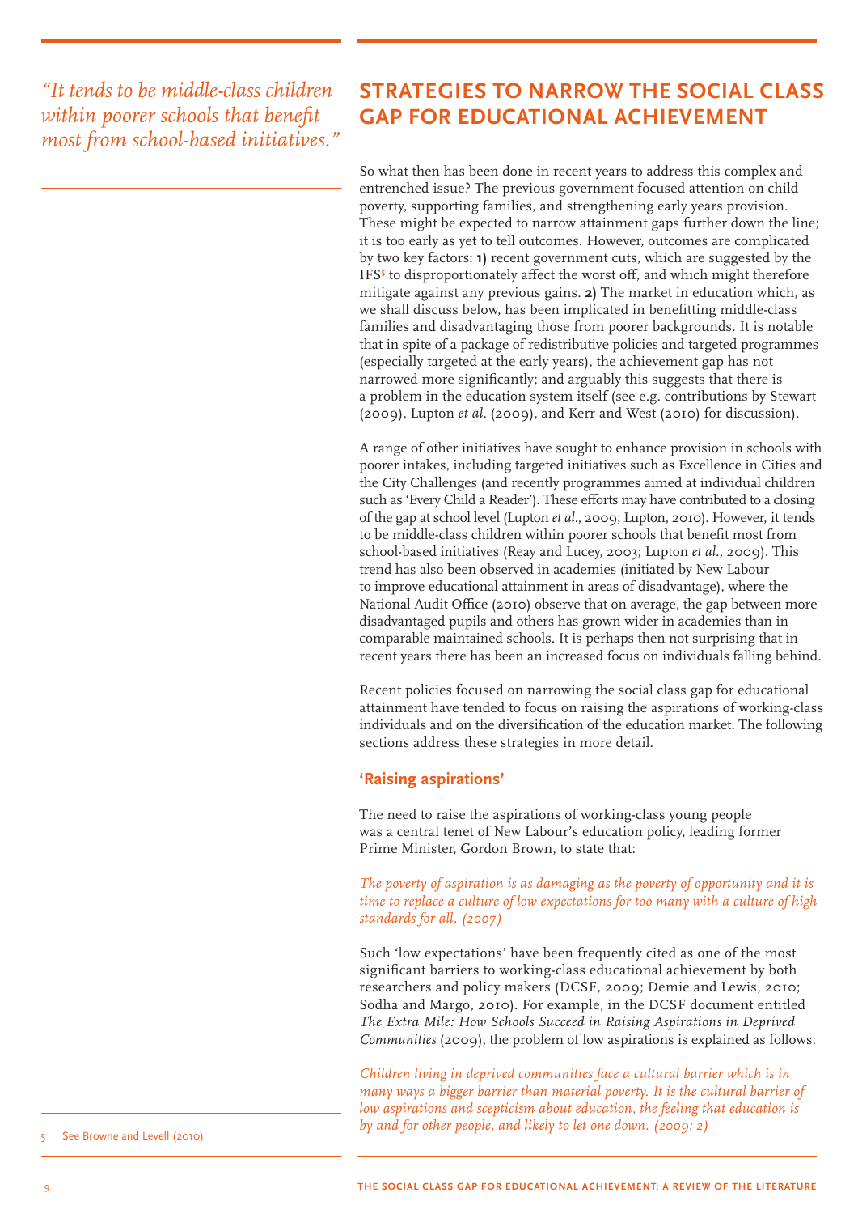*"It tends to be middle-class children within poorer schools that benefit most from school-based initiatives."*

## STRATEGIES TO NARROW THE SOCIAL CLASS GAP FOR EDUCATIONAL ACHIEVEMENT

So what then has been done in recent years to address this complex and entrenched issue? The previous government focused attention on child poverty, supporting families, and strengthening early years provision. These might be expected to narrow attainment gaps further down the line; it is too early as yet to tell outcomes. However, outcomes are complicated by two key factors: **1)** recent government cuts, which are suggested by the IFS[5] to disproportionately affect the worst off, and which might therefore mitigate against any previous gains. **2)** The market in education which, as we shall discuss below, has been implicated in benefitting middle-class families and disadvantaging those from poorer backgrounds. It is notable that in spite of a package of redistributive policies and targeted programmes (especially targeted at the early years), the achievement gap has not narrowed more significantly; and arguably this suggests that there is a problem in the education system itself (see e.g. contributions by Stewart (2009), Lupton *et al.* (2009), and Kerr and West (2010) for discussion).

A range of other initiatives have sought to enhance provision in schools with poorer intakes, including targeted initiatives such as Excellence in Cities and the City Challenges (and recently programmes aimed at individual children such as 'Every Child a Reader'). These efforts may have contributed to a closing of the gap at school level (Lupton *et al.*, 2009; Lupton, 2010). However, it tends to be middle-class children within poorer schools that benefit most from school-based initiatives (Reay and Lucey, 2003; Lupton *et al.*, 2009). This trend has also been observed in academies (initiated by New Labour to improve educational attainment in areas of disadvantage), where the National Audit Office (2010) observe that on average, the gap between more disadvantaged pupils and others has grown wider in academies than in comparable maintained schools. It is perhaps then not surprising that in recent years there has been an increased focus on individuals falling behind.

Recent policies focused on narrowing the social class gap for educational attainment have tended to focus on raising the aspirations of working-class individuals and on the diversification of the education market. The following sections address these strategies in more detail.

### 'Raising aspirations'

The need to raise the aspirations of working-class young people was a central tenet of New Labour's education policy, leading former Prime Minister, Gordon Brown, to state that:

*The poverty of aspiration is as damaging as the poverty of opportunity and it is time to replace a culture of low expectations for too many with a culture of high standards for all. (2007)*

Such 'low expectations' have been frequently cited as one of the most significant barriers to working-class educational achievement by both researchers and policy makers (DCSF, 2009; Demie and Lewis, 2010; Sodha and Margo, 2010). For example, in the DCSF document entitled *The Extra Mile: How Schools Succeed in Raising Aspirations in Deprived Communities* (2009), the problem of low aspirations is explained as follows:

*Children living in deprived communities face a cultural barrier which is in many ways a bigger barrier than material poverty. It is the cultural barrier of low aspirations and scepticism about education, the feeling that education is by and for other people, and likely to let one down. (2009: 2)*

5 See Browne and Levell (2010)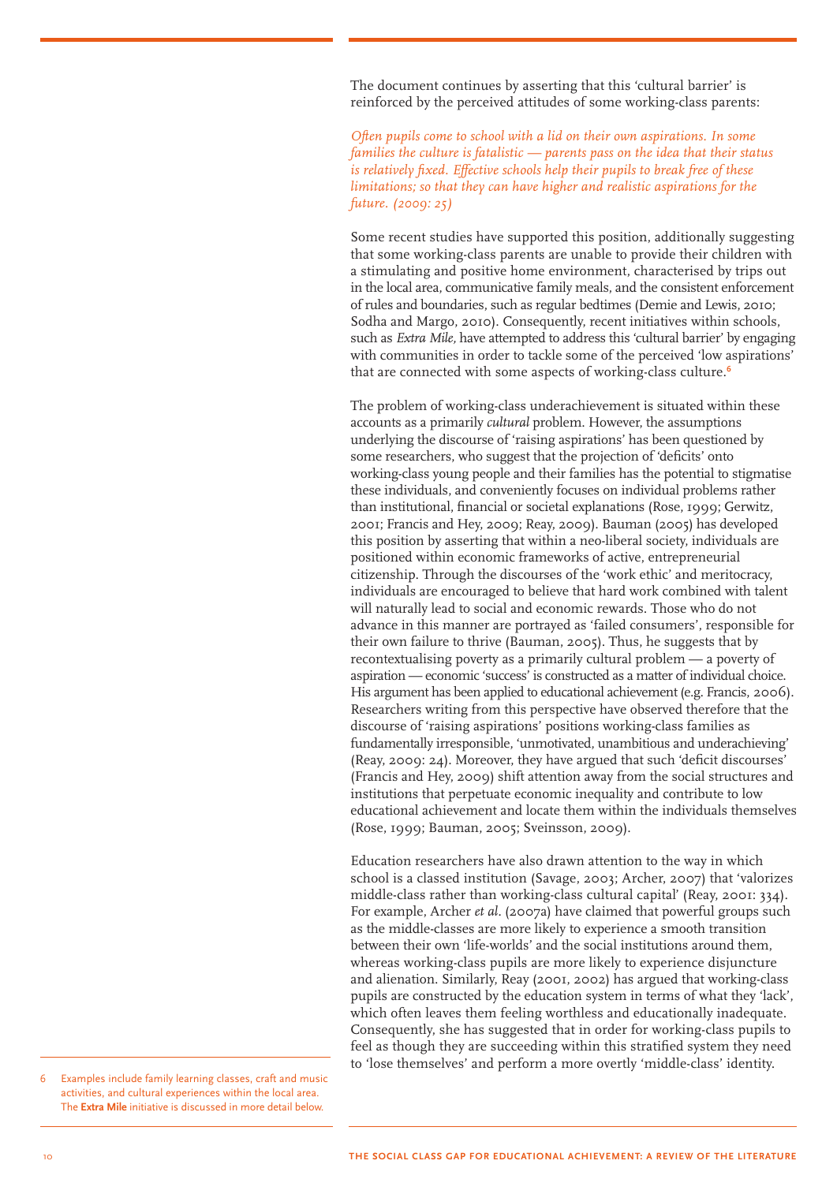The document continues by asserting that this 'cultural barrier' is reinforced by the perceived attitudes of some working-class parents:

*Often pupils come to school with a lid on their own aspirations. In some families the culture is fatalistic — parents pass on the idea that their status is relatively fixed. Effective schools help their pupils to break free of these limitations; so that they can have higher and realistic aspirations for the future. (2009: 25)*

Some recent studies have supported this position, additionally suggesting that some working-class parents are unable to provide their children with a stimulating and positive home environment, characterised by trips out in the local area, communicative family meals, and the consistent enforcement of rules and boundaries, such as regular bedtimes (Demie and Lewis, 2010; Sodha and Margo, 2010). Consequently, recent initiatives within schools, such as *Extra Mile*, have attempted to address this 'cultural barrier' by engaging with communities in order to tackle some of the perceived 'low aspirations' that are connected with some aspects of working-class culture.[6]

The problem of working-class underachievement is situated within these accounts as a primarily *cultural* problem. However, the assumptions underlying the discourse of 'raising aspirations' has been questioned by some researchers, who suggest that the projection of 'deficits' onto working-class young people and their families has the potential to stigmatise these individuals, and conveniently focuses on individual problems rather than institutional, financial or societal explanations (Rose, 1999; Gerwitz, 2001; Francis and Hey, 2009; Reay, 2009). Bauman (2005) has developed this position by asserting that within a neo-liberal society, individuals are positioned within economic frameworks of active, entrepreneurial citizenship. Through the discourses of the 'work ethic' and meritocracy, individuals are encouraged to believe that hard work combined with talent will naturally lead to social and economic rewards. Those who do not advance in this manner are portrayed as 'failed consumers', responsible for their own failure to thrive (Bauman, 2005). Thus, he suggests that by recontextualising poverty as a primarily cultural problem — a poverty of aspiration — economic 'success' is constructed as a matter of individual choice. His argument has been applied to educational achievement (e.g. Francis, 2006). Researchers writing from this perspective have observed therefore that the discourse of 'raising aspirations' positions working-class families as fundamentally irresponsible, 'unmotivated, unambitious and underachieving' (Reay, 2009: 24). Moreover, they have argued that such 'deficit discourses' (Francis and Hey, 2009) shift attention away from the social structures and institutions that perpetuate economic inequality and contribute to low educational achievement and locate them within the individuals themselves (Rose, 1999; Bauman, 2005; Sveinsson, 2009).

Education researchers have also drawn attention to the way in which school is a classed institution (Savage, 2003; Archer, 2007) that 'valorizes middle-class rather than working-class cultural capital' (Reay, 2001: 334). For example, Archer *et al.* (2007a) have claimed that powerful groups such as the middle-classes are more likely to experience a smooth transition between their own 'life-worlds' and the social institutions around them, whereas working-class pupils are more likely to experience disjuncture and alienation. Similarly, Reay (2001, 2002) has argued that working-class pupils are constructed by the education system in terms of what they 'lack', which often leaves them feeling worthless and educationally inadequate. Consequently, she has suggested that in order for working-class pupils to feel as though they are succeeding within this stratified system they need to 'lose themselves' and perform a more overtly 'middle-class' identity.

---

6 Examples include family learning classes, craft and music activities, and cultural experiences within the local area. The **Extra Mile** initiative is discussed in more detail below.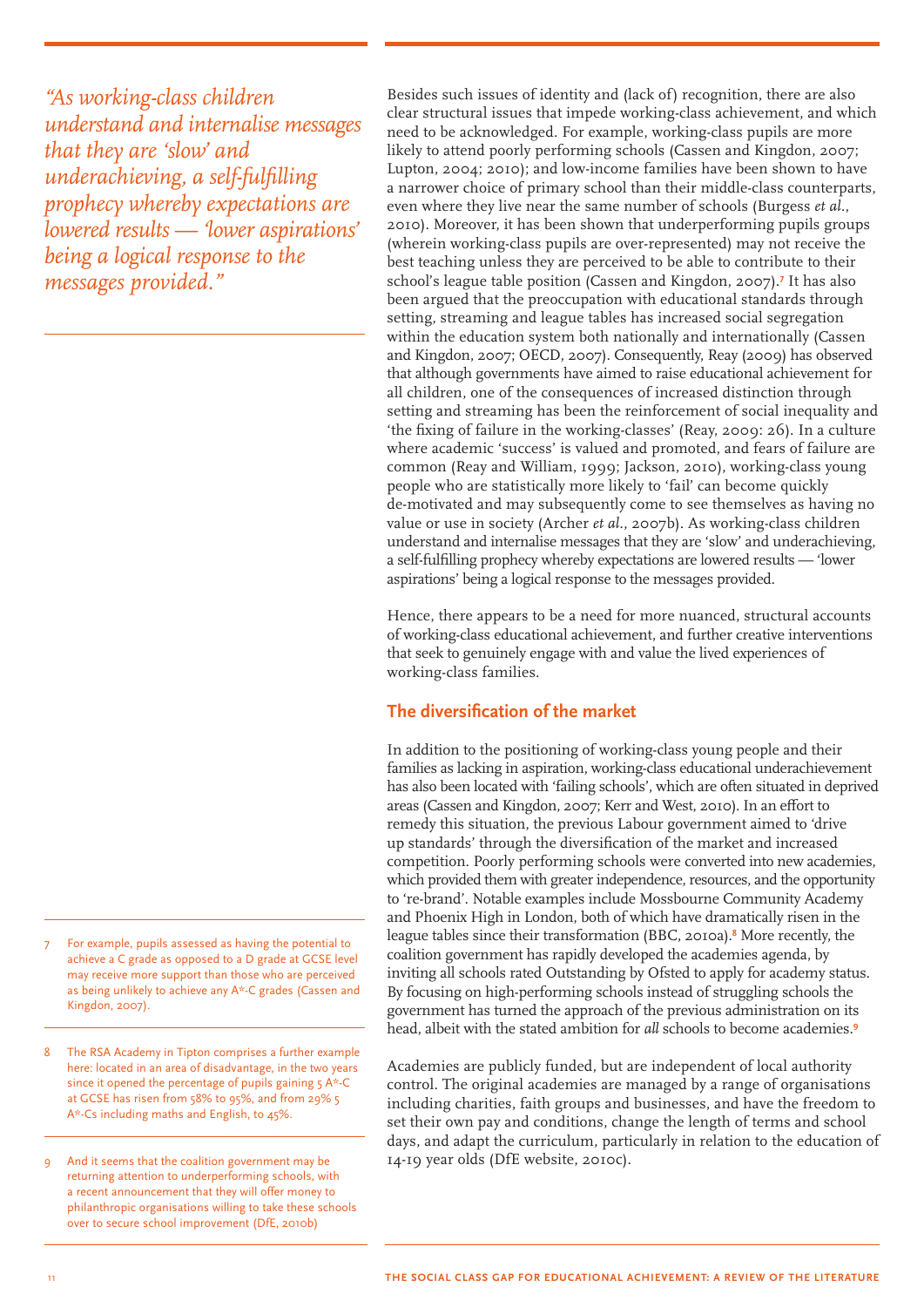*"As working-class children understand and internalise messages that they are 'slow' and underachieving, a self-fulfilling prophecy whereby expectations are lowered results — 'lower aspirations' being a logical response to the messages provided."*

Besides such issues of identity and (lack of) recognition, there are also clear structural issues that impede working-class achievement, and which need to be acknowledged. For example, working-class pupils are more likely to attend poorly performing schools (Cassen and Kingdon, 2007; Lupton, 2004; 2010); and low-income families have been shown to have a narrower choice of primary school than their middle-class counterparts, even where they live near the same number of schools (Burgess *et al.*, 2010). Moreover, it has been shown that underperforming pupils groups (wherein working-class pupils are over-represented) may not receive the best teaching unless they are perceived to be able to contribute to their school's league table position (Cassen and Kingdon, 2007).[7] It has also been argued that the preoccupation with educational standards through setting, streaming and league tables has increased social segregation within the education system both nationally and internationally (Cassen and Kingdon, 2007; OECD, 2007). Consequently, Reay (2009) has observed that although governments have aimed to raise educational achievement for all children, one of the consequences of increased distinction through setting and streaming has been the reinforcement of social inequality and 'the fixing of failure in the working-classes' (Reay, 2009: 26). In a culture where academic 'success' is valued and promoted, and fears of failure are common (Reay and William, 1999; Jackson, 2010), working-class young people who are statistically more likely to 'fail' can become quickly de-motivated and may subsequently come to see themselves as having no value or use in society (Archer *et al.*, 2007b). As working-class children understand and internalise messages that they are 'slow' and underachieving, a self-fulfilling prophecy whereby expectations are lowered results — 'lower aspirations' being a logical response to the messages provided.

Hence, there appears to be a need for more nuanced, structural accounts of working-class educational achievement, and further creative interventions that seek to genuinely engage with and value the lived experiences of working-class families.

## The diversification of the market

In addition to the positioning of working-class young people and their families as lacking in aspiration, working-class educational underachievement has also been located with 'failing schools', which are often situated in deprived areas (Cassen and Kingdon, 2007; Kerr and West, 2010). In an effort to remedy this situation, the previous Labour government aimed to 'drive up standards' through the diversification of the market and increased competition. Poorly performing schools were converted into new academies, which provided them with greater independence, resources, and the opportunity to 're-brand'. Notable examples include Mossbourne Community Academy and Phoenix High in London, both of which have dramatically risen in the league tables since their transformation (BBC, 2010a).[8] More recently, the coalition government has rapidly developed the academies agenda, by inviting all schools rated Outstanding by Ofsted to apply for academy status. By focusing on high-performing schools instead of struggling schools the government has turned the approach of the previous administration on its head, albeit with the stated ambition for *all* schools to become academies.[9]

Academies are publicly funded, but are independent of local authority control. The original academies are managed by a range of organisations including charities, faith groups and businesses, and have the freedom to set their own pay and conditions, change the length of terms and school days, and adapt the curriculum, particularly in relation to the education of 14-19 year olds (DfE website, 2010c).

---

7 For example, pupils assessed as having the potential to achieve a C grade as opposed to a D grade at GCSE level may receive more support than those who are perceived as being unlikely to achieve any A*-C grades (Cassen and Kingdon, 2007).

8 The RSA Academy in Tipton comprises a further example here: located in an area of disadvantage, in the two years since it opened the percentage of pupils gaining 5 A*-C at GCSE has risen from 58% to 95%, and from 29% 5 A*-Cs including maths and English, to 45%.

9 And it seems that the coalition government may be returning attention to underperforming schools, with a recent announcement that they will offer money to philanthropic organisations willing to take these schools over to secure school improvement (DfE, 2010b)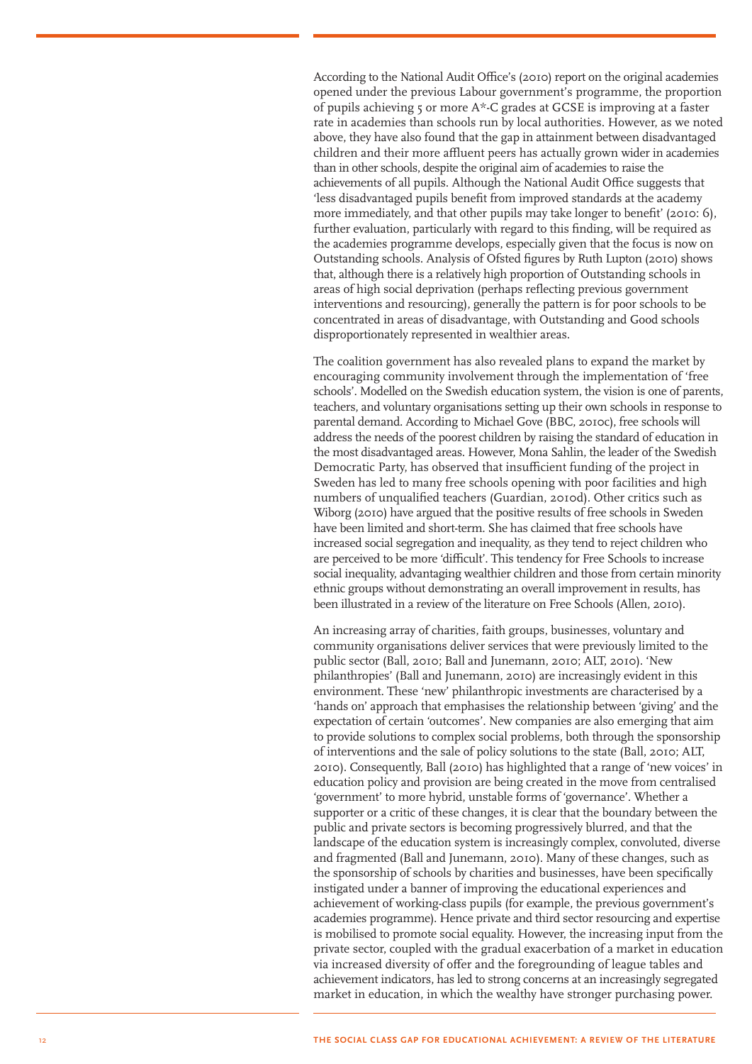According to the National Audit Office's (2010) report on the original academies opened under the previous Labour government's programme, the proportion of pupils achieving 5 or more A*-C grades at GCSE is improving at a faster rate in academies than schools run by local authorities. However, as we noted above, they have also found that the gap in attainment between disadvantaged children and their more affluent peers has actually grown wider in academies than in other schools, despite the original aim of academies to raise the achievements of all pupils. Although the National Audit Office suggests that 'less disadvantaged pupils benefit from improved standards at the academy more immediately, and that other pupils may take longer to benefit' (2010: 6), further evaluation, particularly with regard to this finding, will be required as the academies programme develops, especially given that the focus is now on Outstanding schools. Analysis of Ofsted figures by Ruth Lupton (2010) shows that, although there is a relatively high proportion of Outstanding schools in areas of high social deprivation (perhaps reflecting previous government interventions and resourcing), generally the pattern is for poor schools to be concentrated in areas of disadvantage, with Outstanding and Good schools disproportionately represented in wealthier areas.

The coalition government has also revealed plans to expand the market by encouraging community involvement through the implementation of 'free schools'. Modelled on the Swedish education system, the vision is one of parents, teachers, and voluntary organisations setting up their own schools in response to parental demand. According to Michael Gove (BBC, 2010c), free schools will address the needs of the poorest children by raising the standard of education in the most disadvantaged areas. However, Mona Sahlin, the leader of the Swedish Democratic Party, has observed that insufficient funding of the project in Sweden has led to many free schools opening with poor facilities and high numbers of unqualified teachers (Guardian, 2010d). Other critics such as Wiborg (2010) have argued that the positive results of free schools in Sweden have been limited and short-term. She has claimed that free schools have increased social segregation and inequality, as they tend to reject children who are perceived to be more 'difficult'. This tendency for Free Schools to increase social inequality, advantaging wealthier children and those from certain minority ethnic groups without demonstrating an overall improvement in results, has been illustrated in a review of the literature on Free Schools (Allen, 2010).

An increasing array of charities, faith groups, businesses, voluntary and community organisations deliver services that were previously limited to the public sector (Ball, 2010; Ball and Junemann, 2010; ALT, 2010). 'New philanthropies' (Ball and Junemann, 2010) are increasingly evident in this environment. These 'new' philanthropic investments are characterised by a 'hands on' approach that emphasises the relationship between 'giving' and the expectation of certain 'outcomes'. New companies are also emerging that aim to provide solutions to complex social problems, both through the sponsorship of interventions and the sale of policy solutions to the state (Ball, 2010; ALT, 2010). Consequently, Ball (2010) has highlighted that a range of 'new voices' in education policy and provision are being created in the move from centralised 'government' to more hybrid, unstable forms of 'governance'. Whether a supporter or a critic of these changes, it is clear that the boundary between the public and private sectors is becoming progressively blurred, and that the landscape of the education system is increasingly complex, convoluted, diverse and fragmented (Ball and Junemann, 2010). Many of these changes, such as the sponsorship of schools by charities and businesses, have been specifically instigated under a banner of improving the educational experiences and achievement of working-class pupils (for example, the previous government's academies programme). Hence private and third sector resourcing and expertise is mobilised to promote social equality. However, the increasing input from the private sector, coupled with the gradual exacerbation of a market in education via increased diversity of offer and the foregrounding of league tables and achievement indicators, has led to strong concerns at an increasingly segregated market in education, in which the wealthy have stronger purchasing power.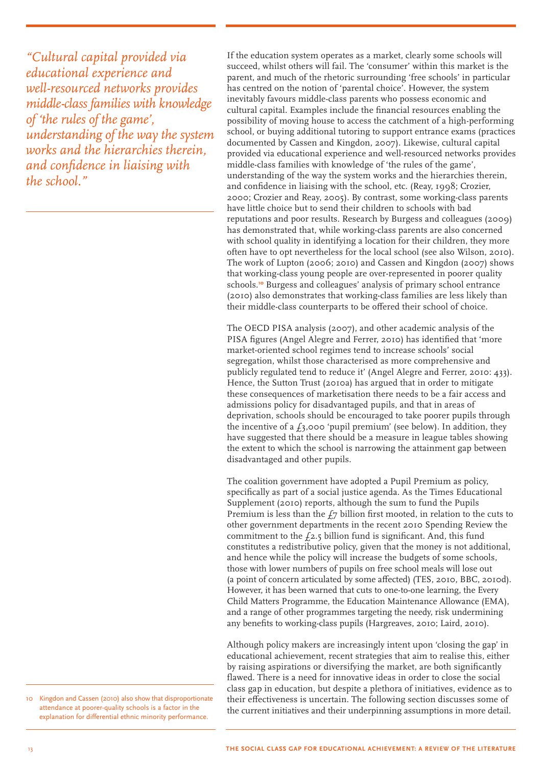*"Cultural capital provided via educational experience and well-resourced networks provides middle-class families with knowledge of 'the rules of the game', understanding of the way the system works and the hierarchies therein, and confidence in liaising with the school."*

If the education system operates as a market, clearly some schools will succeed, whilst others will fail. The 'consumer' within this market is the parent, and much of the rhetoric surrounding 'free schools' in particular has centred on the notion of 'parental choice'. However, the system inevitably favours middle-class parents who possess economic and cultural capital. Examples include the financial resources enabling the possibility of moving house to access the catchment of a high-performing school, or buying additional tutoring to support entrance exams (practices documented by Cassen and Kingdon, 2007). Likewise, cultural capital provided via educational experience and well-resourced networks provides middle-class families with knowledge of 'the rules of the game', understanding of the way the system works and the hierarchies therein, and confidence in liaising with the school, etc. (Reay, 1998; Crozier, 2000; Crozier and Reay, 2005). By contrast, some working-class parents have little choice but to send their children to schools with bad reputations and poor results. Research by Burgess and colleagues (2009) has demonstrated that, while working-class parents are also concerned with school quality in identifying a location for their children, they more often have to opt nevertheless for the local school (see also Wilson, 2010). The work of Lupton (2006; 2010) and Cassen and Kingdon (2007) shows that working-class young people are over-represented in poorer quality schools.[10] Burgess and colleagues' analysis of primary school entrance (2010) also demonstrates that working-class families are less likely than their middle-class counterparts to be offered their school of choice.

The OECD PISA analysis (2007), and other academic analysis of the PISA figures (Angel Alegre and Ferrer, 2010) has identified that 'more market-oriented school regimes tend to increase schools' social segregation, whilst those characterised as more comprehensive and publicly regulated tend to reduce it' (Angel Alegre and Ferrer, 2010: 433). Hence, the Sutton Trust (2010a) has argued that in order to mitigate these consequences of marketisation there needs to be a fair access and admissions policy for disadvantaged pupils, and that in areas of deprivation, schools should be encouraged to take poorer pupils through the incentive of a £3,000 'pupil premium' (see below). In addition, they have suggested that there should be a measure in league tables showing the extent to which the school is narrowing the attainment gap between disadvantaged and other pupils.

The coalition government have adopted a Pupil Premium as policy, specifically as part of a social justice agenda. As the Times Educational Supplement (2010) reports, although the sum to fund the Pupils Premium is less than the £7 billion first mooted, in relation to the cuts to other government departments in the recent 2010 Spending Review the commitment to the £2.5 billion fund is significant. And, this fund constitutes a redistributive policy, given that the money is not additional, and hence while the policy will increase the budgets of some schools, those with lower numbers of pupils on free school meals will lose out (a point of concern articulated by some affected) (TES, 2010, BBC, 2010d). However, it has been warned that cuts to one-to-one learning, the Every Child Matters Programme, the Education Maintenance Allowance (EMA), and a range of other programmes targeting the needy, risk undermining any benefits to working-class pupils (Hargreaves, 2010; Laird, 2010).

Although policy makers are increasingly intent upon 'closing the gap' in educational achievement, recent strategies that aim to realise this, either by raising aspirations or diversifying the market, are both significantly flawed. There is a need for innovative ideas in order to close the social class gap in education, but despite a plethora of initiatives, evidence as to their effectiveness is uncertain. The following section discusses some of the current initiatives and their underpinning assumptions in more detail.

---

10 Kingdon and Cassen (2010) also show that disproportionate attendance at poorer-quality schools is a factor in the explanation for differential ethnic minority performance.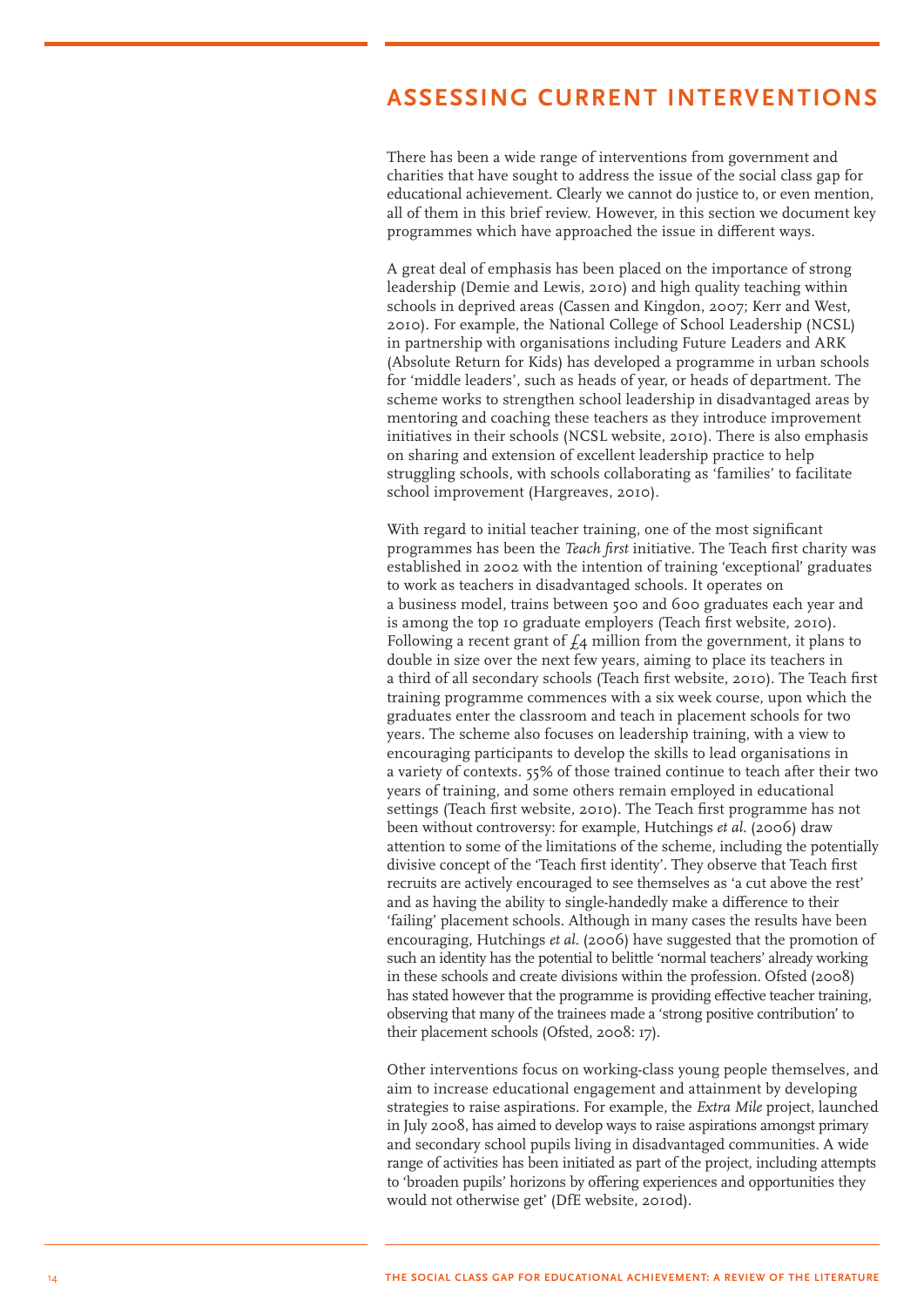## ASSESSING CURRENT INTERVENTIONS

There has been a wide range of interventions from government and charities that have sought to address the issue of the social class gap for educational achievement. Clearly we cannot do justice to, or even mention, all of them in this brief review. However, in this section we document key programmes which have approached the issue in different ways.

A great deal of emphasis has been placed on the importance of strong leadership (Demie and Lewis, 2010) and high quality teaching within schools in deprived areas (Cassen and Kingdon, 2007; Kerr and West, 2010). For example, the National College of School Leadership (NCSL) in partnership with organisations including Future Leaders and ARK (Absolute Return for Kids) has developed a programme in urban schools for 'middle leaders', such as heads of year, or heads of department. The scheme works to strengthen school leadership in disadvantaged areas by mentoring and coaching these teachers as they introduce improvement initiatives in their schools (NCSL website, 2010). There is also emphasis on sharing and extension of excellent leadership practice to help struggling schools, with schools collaborating as 'families' to facilitate school improvement (Hargreaves, 2010).

With regard to initial teacher training, one of the most significant programmes has been the *Teach first* initiative. The Teach first charity was established in 2002 with the intention of training 'exceptional' graduates to work as teachers in disadvantaged schools. It operates on a business model, trains between 500 and 600 graduates each year and is among the top 10 graduate employers (Teach first website, 2010). Following a recent grant of £4 million from the government, it plans to double in size over the next few years, aiming to place its teachers in a third of all secondary schools (Teach first website, 2010). The Teach first training programme commences with a six week course, upon which the graduates enter the classroom and teach in placement schools for two years. The scheme also focuses on leadership training, with a view to encouraging participants to develop the skills to lead organisations in a variety of contexts. 55% of those trained continue to teach after their two years of training, and some others remain employed in educational settings (Teach first website, 2010). The Teach first programme has not been without controversy: for example, Hutchings *et al*. (2006) draw attention to some of the limitations of the scheme, including the potentially divisive concept of the 'Teach first identity'. They observe that Teach first recruits are actively encouraged to see themselves as 'a cut above the rest' and as having the ability to single-handedly make a difference to their 'failing' placement schools. Although in many cases the results have been encouraging, Hutchings *et al*. (2006) have suggested that the promotion of such an identity has the potential to belittle 'normal teachers' already working in these schools and create divisions within the profession. Ofsted (2008) has stated however that the programme is providing effective teacher training, observing that many of the trainees made a 'strong positive contribution' to their placement schools (Ofsted, 2008: 17).

Other interventions focus on working-class young people themselves, and aim to increase educational engagement and attainment by developing strategies to raise aspirations. For example, the *Extra Mile* project, launched in July 2008, has aimed to develop ways to raise aspirations amongst primary and secondary school pupils living in disadvantaged communities. A wide range of activities has been initiated as part of the project, including attempts to 'broaden pupils' horizons by offering experiences and opportunities they would not otherwise get' (DfE website, 2010d).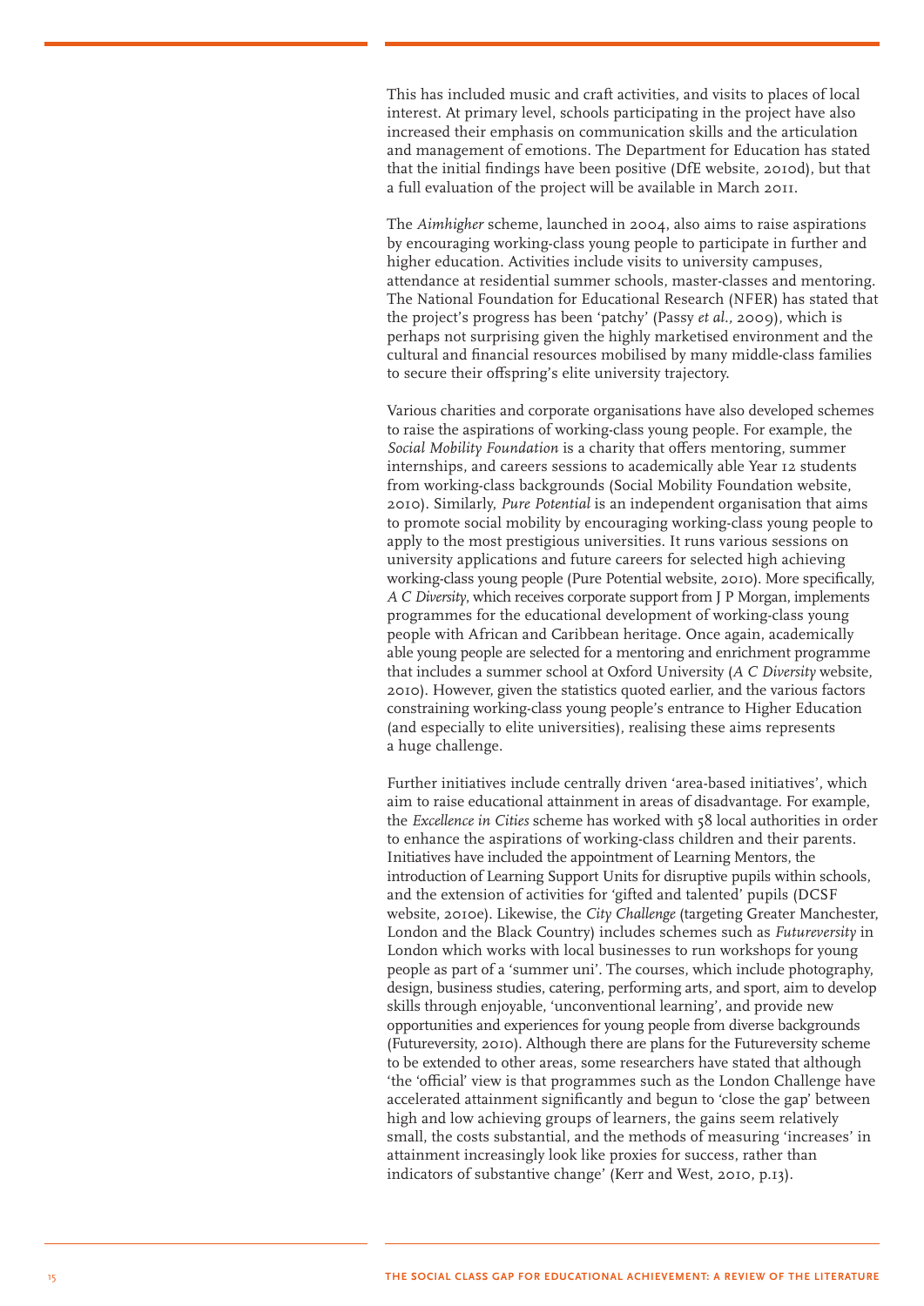This has included music and craft activities, and visits to places of local interest. At primary level, schools participating in the project have also increased their emphasis on communication skills and the articulation and management of emotions. The Department for Education has stated that the initial findings have been positive (DfE website, 2010d), but that a full evaluation of the project will be available in March 2011.

The *Aimhigher* scheme, launched in 2004, also aims to raise aspirations by encouraging working-class young people to participate in further and higher education. Activities include visits to university campuses, attendance at residential summer schools, master-classes and mentoring. The National Foundation for Educational Research (NFER) has stated that the project's progress has been 'patchy' (Passy *et al.*, 2009), which is perhaps not surprising given the highly marketised environment and the cultural and financial resources mobilised by many middle-class families to secure their offspring's elite university trajectory.

Various charities and corporate organisations have also developed schemes to raise the aspirations of working-class young people. For example, the *Social Mobility Foundation* is a charity that offers mentoring, summer internships, and careers sessions to academically able Year 12 students from working-class backgrounds (Social Mobility Foundation website, 2010). Similarly, *Pure Potential* is an independent organisation that aims to promote social mobility by encouraging working-class young people to apply to the most prestigious universities. It runs various sessions on university applications and future careers for selected high achieving working-class young people (Pure Potential website, 2010). More specifically, *A C Diversity*, which receives corporate support from J P Morgan, implements programmes for the educational development of working-class young people with African and Caribbean heritage. Once again, academically able young people are selected for a mentoring and enrichment programme that includes a summer school at Oxford University (*A C Diversity* website, 2010). However, given the statistics quoted earlier, and the various factors constraining working-class young people's entrance to Higher Education (and especially to elite universities), realising these aims represents a huge challenge.

Further initiatives include centrally driven 'area-based initiatives', which aim to raise educational attainment in areas of disadvantage. For example, the *Excellence in Cities* scheme has worked with 58 local authorities in order to enhance the aspirations of working-class children and their parents. Initiatives have included the appointment of Learning Mentors, the introduction of Learning Support Units for disruptive pupils within schools, and the extension of activities for 'gifted and talented' pupils (DCSF website, 2010e). Likewise, the *City Challenge* (targeting Greater Manchester, London and the Black Country) includes schemes such as *Futureversity* in London which works with local businesses to run workshops for young people as part of a 'summer uni'. The courses, which include photography, design, business studies, catering, performing arts, and sport, aim to develop skills through enjoyable, 'unconventional learning', and provide new opportunities and experiences for young people from diverse backgrounds (Futureversity, 2010). Although there are plans for the Futureversity scheme to be extended to other areas, some researchers have stated that although 'the 'official' view is that programmes such as the London Challenge have accelerated attainment significantly and begun to 'close the gap' between high and low achieving groups of learners, the gains seem relatively small, the costs substantial, and the methods of measuring 'increases' in attainment increasingly look like proxies for success, rather than indicators of substantive change' (Kerr and West, 2010, p.13).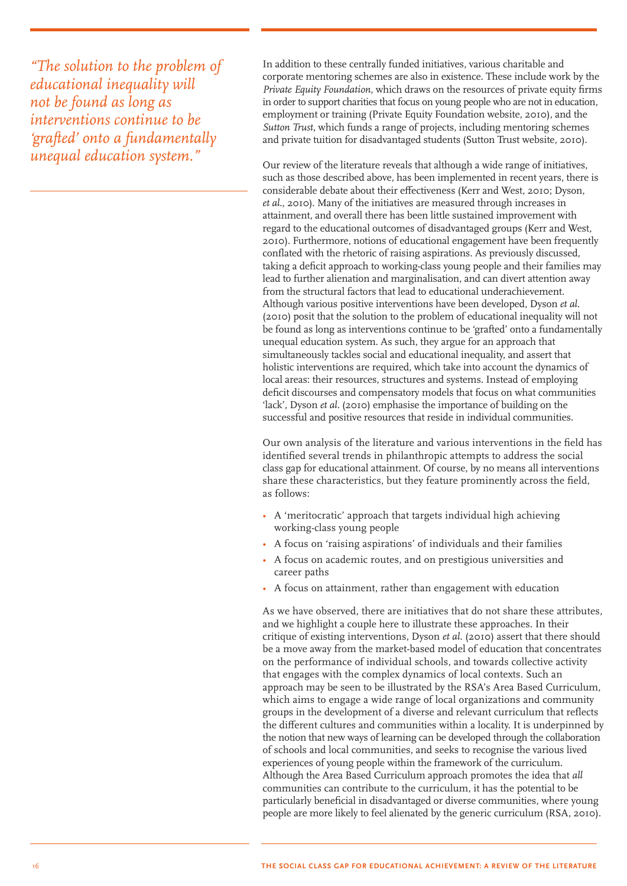*"The solution to the problem of educational inequality will not be found as long as interventions continue to be 'grafted' onto a fundamentally unequal education system."*

In addition to these centrally funded initiatives, various charitable and corporate mentoring schemes are also in existence. These include work by the *Private Equity Foundation*, which draws on the resources of private equity firms in order to support charities that focus on young people who are not in education, employment or training (Private Equity Foundation website, 2010), and the *Sutton Trust*, which funds a range of projects, including mentoring schemes and private tuition for disadvantaged students (Sutton Trust website, 2010).

Our review of the literature reveals that although a wide range of initiatives, such as those described above, has been implemented in recent years, there is considerable debate about their effectiveness (Kerr and West, 2010; Dyson, *et al.*, 2010). Many of the initiatives are measured through increases in attainment, and overall there has been little sustained improvement with regard to the educational outcomes of disadvantaged groups (Kerr and West, 2010). Furthermore, notions of educational engagement have been frequently conflated with the rhetoric of raising aspirations. As previously discussed, taking a deficit approach to working-class young people and their families may lead to further alienation and marginalisation, and can divert attention away from the structural factors that lead to educational underachievement. Although various positive interventions have been developed, Dyson *et al.* (2010) posit that the solution to the problem of educational inequality will not be found as long as interventions continue to be 'grafted' onto a fundamentally unequal education system. As such, they argue for an approach that simultaneously tackles social and educational inequality, and assert that holistic interventions are required, which take into account the dynamics of local areas: their resources, structures and systems. Instead of employing deficit discourses and compensatory models that focus on what communities 'lack', Dyson *et al.* (2010) emphasise the importance of building on the successful and positive resources that reside in individual communities.

Our own analysis of the literature and various interventions in the field has identified several trends in philanthropic attempts to address the social class gap for educational attainment. Of course, by no means all interventions share these characteristics, but they feature prominently across the field, as follows:

- A 'meritocratic' approach that targets individual high achieving working-class young people
- A focus on 'raising aspirations' of individuals and their families
- A focus on academic routes, and on prestigious universities and career paths
- A focus on attainment, rather than engagement with education

As we have observed, there are initiatives that do not share these attributes, and we highlight a couple here to illustrate these approaches. In their critique of existing interventions, Dyson *et al.* (2010) assert that there should be a move away from the market-based model of education that concentrates on the performance of individual schools, and towards collective activity that engages with the complex dynamics of local contexts. Such an approach may be seen to be illustrated by the RSA's Area Based Curriculum, which aims to engage a wide range of local organizations and community groups in the development of a diverse and relevant curriculum that reflects the different cultures and communities within a locality. It is underpinned by the notion that new ways of learning can be developed through the collaboration of schools and local communities, and seeks to recognise the various lived experiences of young people within the framework of the curriculum. Although the Area Based Curriculum approach promotes the idea that *all* communities can contribute to the curriculum, it has the potential to be particularly beneficial in disadvantaged or diverse communities, where young people are more likely to feel alienated by the generic curriculum (RSA, 2010).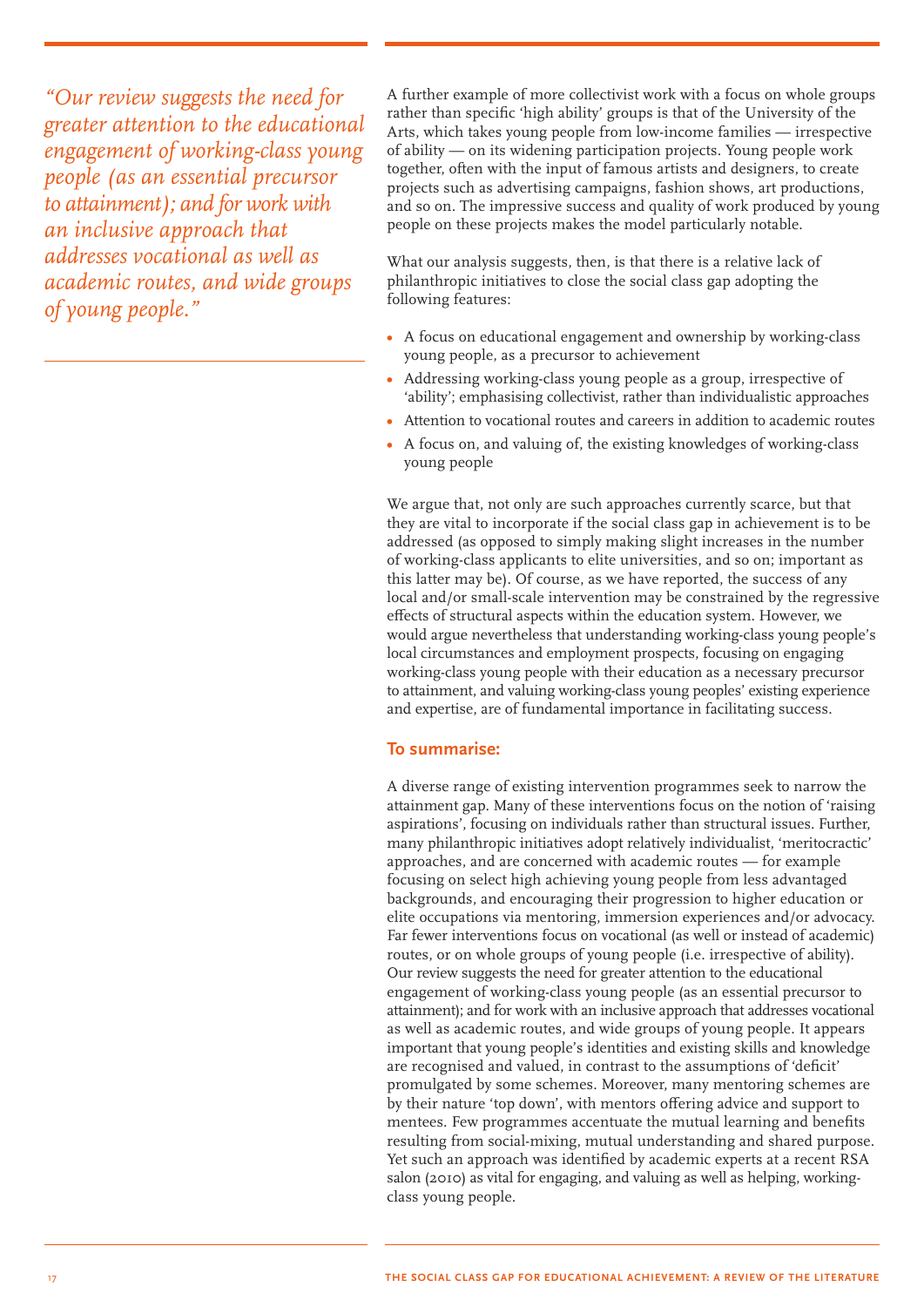*"Our review suggests the need for greater attention to the educational engagement of working-class young people (as an essential precursor to attainment); and for work with an inclusive approach that addresses vocational as well as academic routes, and wide groups of young people."*

A further example of more collectivist work with a focus on whole groups rather than specific 'high ability' groups is that of the University of the Arts, which takes young people from low-income families — irrespective of ability — on its widening participation projects. Young people work together, often with the input of famous artists and designers, to create projects such as advertising campaigns, fashion shows, art productions, and so on. The impressive success and quality of work produced by young people on these projects makes the model particularly notable.

What our analysis suggests, then, is that there is a relative lack of philanthropic initiatives to close the social class gap adopting the following features:

- A focus on educational engagement and ownership by working-class young people, as a precursor to achievement
- Addressing working-class young people as a group, irrespective of 'ability'; emphasising collectivist, rather than individualistic approaches
- Attention to vocational routes and careers in addition to academic routes
- A focus on, and valuing of, the existing knowledges of working-class young people

We argue that, not only are such approaches currently scarce, but that they are vital to incorporate if the social class gap in achievement is to be addressed (as opposed to simply making slight increases in the number of working-class applicants to elite universities, and so on; important as this latter may be). Of course, as we have reported, the success of any local and/or small-scale intervention may be constrained by the regressive effects of structural aspects within the education system. However, we would argue nevertheless that understanding working-class young people's local circumstances and employment prospects, focusing on engaging working-class young people with their education as a necessary precursor to attainment, and valuing working-class young peoples' existing experience and expertise, are of fundamental importance in facilitating success.

## To summarise:

A diverse range of existing intervention programmes seek to narrow the attainment gap. Many of these interventions focus on the notion of 'raising aspirations', focusing on individuals rather than structural issues. Further, many philanthropic initiatives adopt relatively individualist, 'meritocractic' approaches, and are concerned with academic routes — for example focusing on select high achieving young people from less advantaged backgrounds, and encouraging their progression to higher education or elite occupations via mentoring, immersion experiences and/or advocacy. Far fewer interventions focus on vocational (as well or instead of academic) routes, or on whole groups of young people (i.e. irrespective of ability). Our review suggests the need for greater attention to the educational engagement of working-class young people (as an essential precursor to attainment); and for work with an inclusive approach that addresses vocational as well as academic routes, and wide groups of young people. It appears important that young people's identities and existing skills and knowledge are recognised and valued, in contrast to the assumptions of 'deficit' promulgated by some schemes. Moreover, many mentoring schemes are by their nature 'top down', with mentors offering advice and support to mentees. Few programmes accentuate the mutual learning and benefits resulting from social-mixing, mutual understanding and shared purpose. Yet such an approach was identified by academic experts at a recent RSA salon (2010) as vital for engaging, and valuing as well as helping, working-class young people.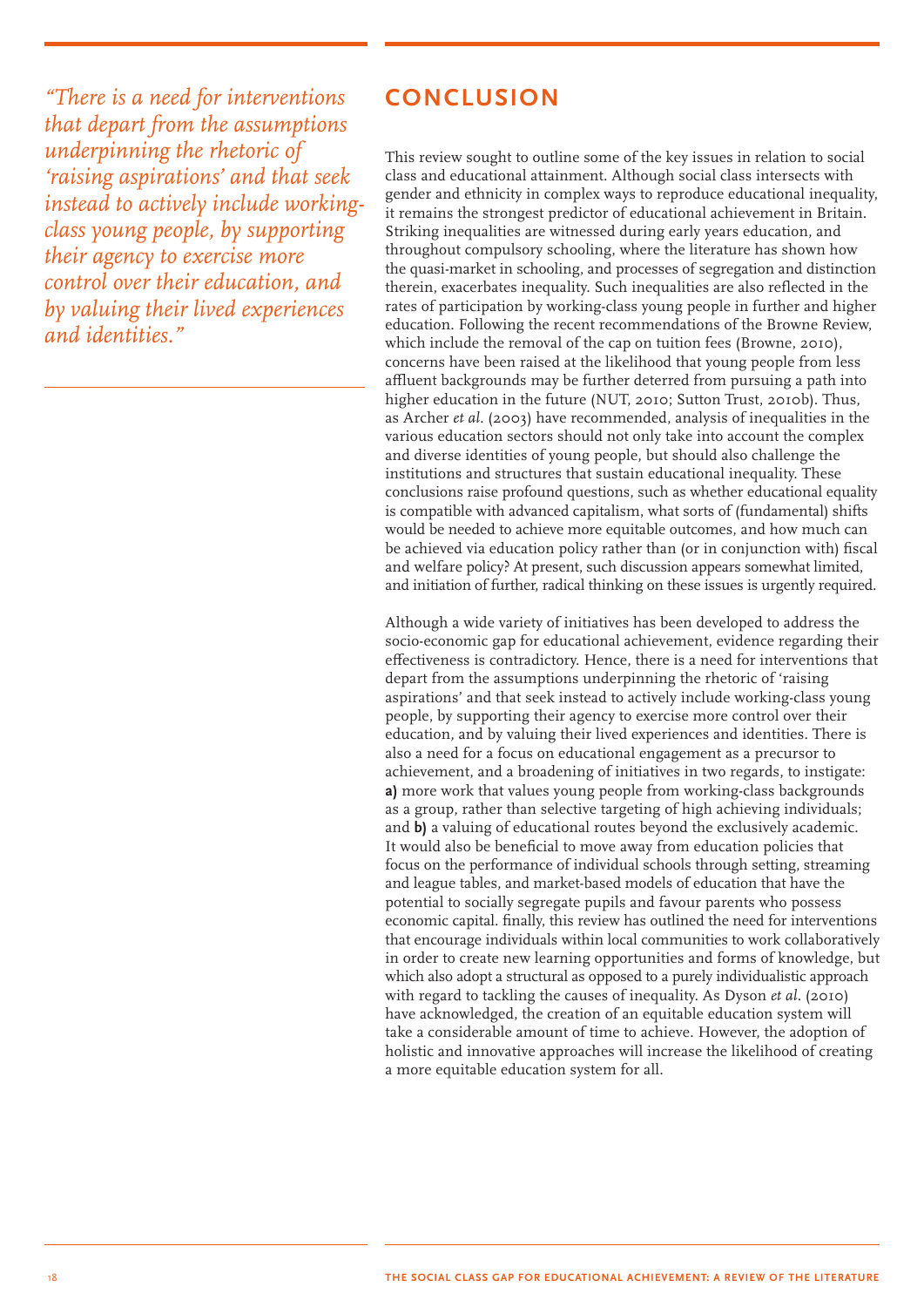*"There is a need for interventions that depart from the assumptions underpinning the rhetoric of 'raising aspirations' and that seek instead to actively include working-class young people, by supporting their agency to exercise more control over their education, and by valuing their lived experiences and identities."*

## CONCLUSION

This review sought to outline some of the key issues in relation to social class and educational attainment. Although social class intersects with gender and ethnicity in complex ways to reproduce educational inequality, it remains the strongest predictor of educational achievement in Britain. Striking inequalities are witnessed during early years education, and throughout compulsory schooling, where the literature has shown how the quasi-market in schooling, and processes of segregation and distinction therein, exacerbates inequality. Such inequalities are also reflected in the rates of participation by working-class young people in further and higher education. Following the recent recommendations of the Browne Review, which include the removal of the cap on tuition fees (Browne, 2010), concerns have been raised at the likelihood that young people from less affluent backgrounds may be further deterred from pursuing a path into higher education in the future (NUT, 2010; Sutton Trust, 2010b). Thus, as Archer *et al.* (2003) have recommended, analysis of inequalities in the various education sectors should not only take into account the complex and diverse identities of young people, but should also challenge the institutions and structures that sustain educational inequality. These conclusions raise profound questions, such as whether educational equality is compatible with advanced capitalism, what sorts of (fundamental) shifts would be needed to achieve more equitable outcomes, and how much can be achieved via education policy rather than (or in conjunction with) fiscal and welfare policy? At present, such discussion appears somewhat limited, and initiation of further, radical thinking on these issues is urgently required.

Although a wide variety of initiatives has been developed to address the socio-economic gap for educational achievement, evidence regarding their effectiveness is contradictory. Hence, there is a need for interventions that depart from the assumptions underpinning the rhetoric of 'raising aspirations' and that seek instead to actively include working-class young people, by supporting their agency to exercise more control over their education, and by valuing their lived experiences and identities. There is also a need for a focus on educational engagement as a precursor to achievement, and a broadening of initiatives in two regards, to instigate: **a)** more work that values young people from working-class backgrounds as a group, rather than selective targeting of high achieving individuals; and **b)** a valuing of educational routes beyond the exclusively academic. It would also be beneficial to move away from education policies that focus on the performance of individual schools through setting, streaming and league tables, and market-based models of education that have the potential to socially segregate pupils and favour parents who possess economic capital. finally, this review has outlined the need for interventions that encourage individuals within local communities to work collaboratively in order to create new learning opportunities and forms of knowledge, but which also adopt a structural as opposed to a purely individualistic approach with regard to tackling the causes of inequality. As Dyson *et al.* (2010) have acknowledged, the creation of an equitable education system will take a considerable amount of time to achieve. However, the adoption of holistic and innovative approaches will increase the likelihood of creating a more equitable education system for all.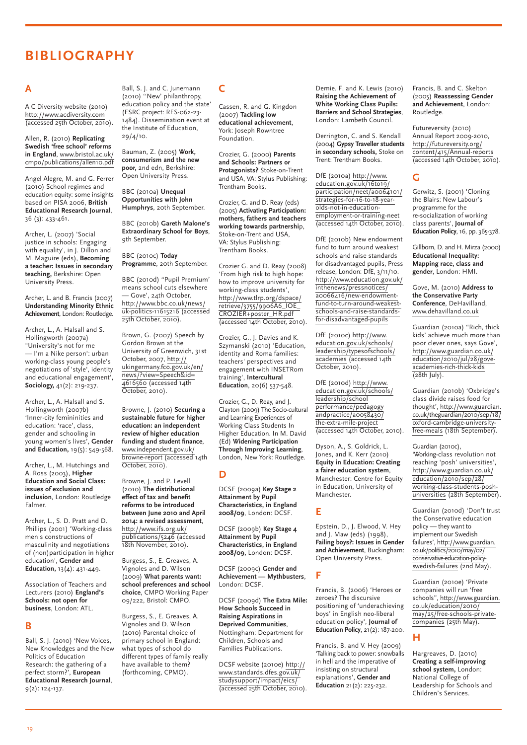# BIBLIOGRAPHY

## A

A C Diversity website (2010) http://www.acdiversity.com (accessed 25th October, 2010).

Allen, R. (2010) **Replicating Swedish 'free school' reforms in England**, www.bristol.ac.uk/cmpo/publications/allen10.pdf

Angel Alegre, M. and G. Ferrer (2010) School regimes and education equity: some insights based on PISA 2006, **British Educational Research Journal**, 36 (3): 433-461.

Archer, L. (2007) 'Social justice in schools: Engaging with equality', in J. Dillon and M. Maguire (eds), **Becoming a teacher: Issues in secondary teaching,** Berkshire: Open University Press.

Archer, L. and B. Francis (2007) **Understanding Minority Ethnic Achievement**, London: Routledge.

Archer, L., A. Halsall and S. Hollingworth (2007a) "University's not for me — I'm a Nike person': urban working-class young people's negotiations of 'style', identity and educational engagement', **Sociology,** 41(2): 219-237.

Archer, L., A. Halsall and S. Hollingworth (2007b) 'Inner-city femininities and education: 'race', class, gender and schooling in young women's lives', **Gender and Education,** 19(5): 549-568.

Archer, L., M. Hutchings and A. Ross (2003), **Higher Education and Social Class: issues of exclusion and inclusion**, London: Routledge Falmer.

Archer, L., S. D. Pratt and D. Phillips (2001) 'Working-class men's constructions of masculinity and negotiations of (non)participation in higher education', **Gender and Education,** 13(4): 431-449.

Association of Teachers and Lecturers (2010) **England's Schools: not open for business**, London: ATL.

## B

Ball, S. J. (2010) 'New Voices, New Knowledges and the New Politics of Education Research: the gathering of a perfect storm?', **European Educational Research Journal**, 9(2): 124-137.

Ball, S. J. and C. Junemann (2010) ''New' philanthropy, education policy and the state' (ESRC project: RES-062-23-1484). Dissemination event at the Institute of Education, 29/4/10.

Bauman, Z. (2005) **Work, consumerism and the new poor,** 2nd edn, Berkshire: Open University Press.

BBC (2010a) **Unequal Opportunities with John Humphrys**, 20th September.

BBC (2010b) **Gareth Malone's Extraordinary School for Boys**, 9th September.

BBC (2010c) **Today Programme**, 20th September.

BBC (2010d) "Pupil Premium' means school cuts elsewhere — Gove', 24th October, http://www.bbc.co.uk/news/uk-politics-11615216 (accessed 25th October, 2010).

Brown, G. (2007) Speech by Gordon Brown at the University of Greenwich, 31st October, 2007, http://ukingermany.fco.gov.uk/en/news/?view=Speech&id=4616560 (accessed 14th October, 2010).

Browne, J. (2010) **Securing a sustainable future for higher education: an independent review of higher education funding and student finance**, www.independent.gov.uk/browne-report (accessed 14th October, 2010).

Browne, J. and P. Levell (2010) **The distributional effect of tax and benefit reforms to be introduced between June 2010 and April 2014: a revised assessment**, http://www.ifs.org.uk/publications/5246 (accessed 18th November, 2010).

Burgess, S., E. Greaves, A. Vignoles and D. Wilson (2009) **What parents want: school preferences and school choice**, CMPO Working Paper 09/222, Bristol: CMPO.

Burgess, S., E. Greaves, A. Vignoles and D. Wilson (2010) Parental choice of primary school in England: what types of school do different types of family really have available to them? (forthcoming, CPMO).

## C

Cassen, R. and G. Kingdon (2007) **Tackling low educational achievement**, York: Joseph Rowntree Foundation.

Crozier, G. (2000) **Parents and Schools: Partners or Protagonists?** Stoke-on-Trent and USA, VA: Stylus Publishing: Trentham Books.

Crozier, G. and D. Reay (eds) (2005) **Activating Participation: mothers, fathers and teachers working towards partnership**, Stoke-on-Trent and USA, VA: Stylus Publishing: Trentham Books.

Crozier G. and D. Reay (2008) 'From high risk to high hope: how to improve university for working-class students', http://www.tlrp.org/dspace/retrieve/3755/9906A6_IOE_CROZIER+poster_HR.pdf (accessed 14th October, 2010).

Crozier, G., J. Davies and K. Szymanski (2010) 'Education, identity and Roma families: teachers' perspectives and engagement with INSETRom training', **Intercultural Education**, 20(6) 537-548.

Crozier, G., D. Reay, and J. Clayton (2009) The Socio-cultural and Learning Experiences of Working Class Students In Higher Education. In M. David (Ed) **Widening Participation Through Improving Learning**, London, New York: Routledge.

## D

DCSF (2009a) **Key Stage 2 Attainment by Pupil Characteristics, in England 2008/09**, London: DCSF.

DCSF (2009b) **Key Stage 4 Attainment by Pupil Characteristics, in England 2008/09,** London: DCSF.

DCSF (2009c) **Gender and Achievement — Mythbusters**, London: DCSF.

DCSF (2009d) **The Extra Mile: How Schools Succeed in Raising Aspirations in Deprived Communities**, Nottingham: Department for Children, Schools and Families Publications.

DCSF website (2010e) http://www.standards.dfes.gov.uk/studysupport/impact/eics/ (accessed 25th October, 2010).

Demie. F. and K. Lewis (2010) **Raising the Achievement of White Working Class Pupils: Barriers and School Strategies**, London: Lambeth Council.

Derrington, C. and S. Kendall (2004) **Gypsy Traveller students in secondary schools,** Stoke on Trent: Trentham Books.

DfE (2010a) http://www.education.gov.uk/16to19/participation/neet/a0064101/strategies-for-16-to-18-year-olds-not-in-education-employment-or-training-neet (accessed 14th October, 2010).

DfE (2010b) New endowment fund to turn around weakest schools and raise standards for disadvantaged pupils, Press release, London: DfE, 3/11/10. http://www.education.gov.uk/inthenews/pressnotices/a0066416/new-endowment-fund-to-turn-around-weakest-schools-and-raise-standards-for-disadvantaged-pupils

DfE (2010c) http://www.education.gov.uk/schools/leadership/typesofschools/academies (accessed 14th October, 2010).

DfE (2010d) http://www.education.gov.uk/schools/leadership/school performance/pedagogy andpractice/a0058430/the-extra-mile-project (accessed 14th October, 2010).

Dyson, A., S. Goldrick, L. Jones, and K. Kerr (2010) **Equity in Education: Creating a fairer education system**, Manchester: Centre for Equity in Education, University of Manchester.

## E

Epstein, D., J. Elwood, V. Hey and J. Maw (eds) (1998), **Failing boys?: Issues in Gender and Achievement**, Buckingham: Open University Press.

## F

Francis, B. (2006) 'Heroes or zeroes? The discursive positioning of 'underachieving boys' in English neo-liberal education policy', **Journal of Education Policy**, 21(2): 187-200.

Francis, B. and V. Hey (2009) 'Talking back to power: snowballs in hell and the imperative of insisting on structural explanations', **Gender and Education** 21(2): 225-232.

Francis, B. and C. Skelton (2005) **Reassessing Gender and Achievement**, London: Routledge.

Futureversity (2010) Annual Report 2009-2010, http://futureversity.org/content/415/Annual-reports (accessed 14th October, 2010).

## G

Gerwitz, S. (2001) 'Cloning the Blairs: New Labour's programme for the re-socialization of working class parents', **Journal of Education Policy**, 16, pp. 365-378.

Gillborn, D. and H. Mirza (2000) **Educational Inequality: Mapping race, class and gender**, London: HMI.

Gove, M. (2010) **Address to the Conservative Party Conference**, DeHavilland, www.dehavilland.co.uk

Guardian (2010a) "Rich, thick kids' achieve much more than poor clever ones, says Gove', http://www.guardian.co.uk/education/2010/jul/28/gove-academies-rich-thick-kids (28th July).

Guardian (2010b) 'Oxbridge's class divide raises food for thought', http://www.guardian.co.uk/theguardian/2010/sep/18/oxford-cambridge-university-free-meals (18th September).

Guardian (2010c), 'Working-class revolution not reaching 'posh' universities', http://www.guardian.co.uk/education/2010/sep/28/working-class-students-posh-universities (28th September).

Guardian (2010d) 'Don't trust the Conservative education policy — they want to implement our Swedish failures', http://www.guardian.co.uk/politics/2010/may/02/conservative-education-policy-swedish-failures (2nd May).

Guardian (2010e) 'Private companies will run 'free schools", http://www.guardian.co.uk/education/2010/may/25/free-schools-private-companies (25th May).

## H

Hargreaves, D. (2010) **Creating a self-improving school system,** London: National College of Leadership for Schools and Children's Services.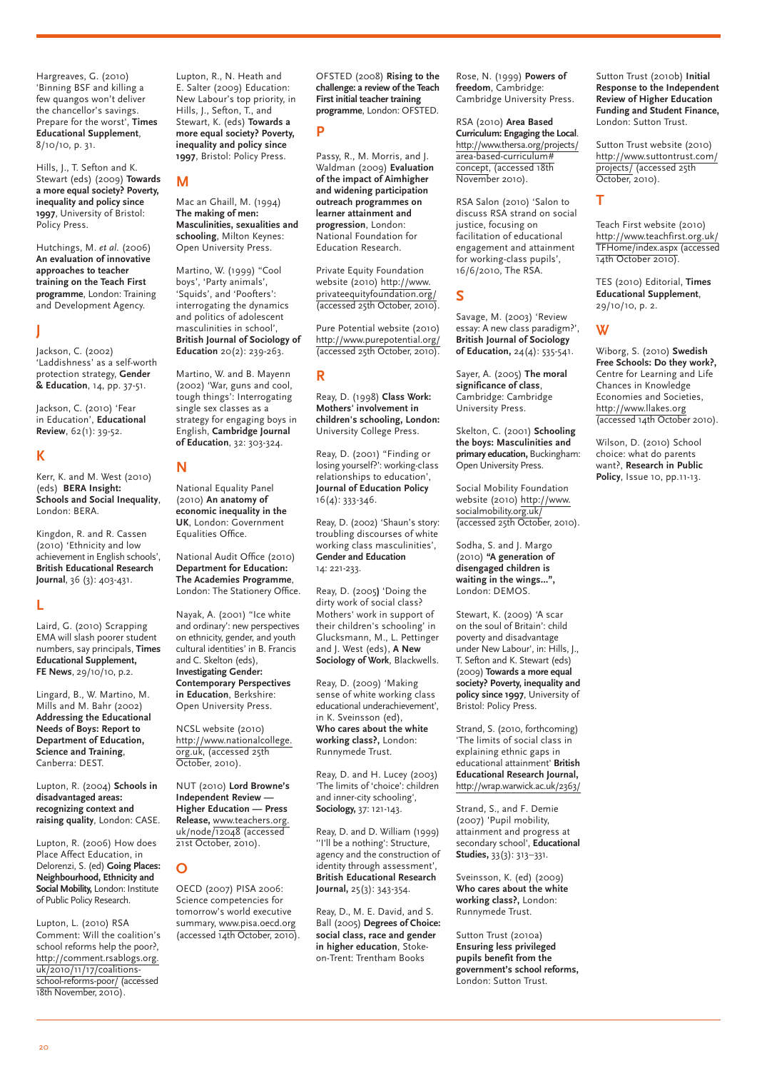Hargreaves, G. (2010) 'Binning BSF and killing a few quangos won't deliver the chancellor's savings. Prepare for the worst', **Times Educational Supplement**, 8/10/10, p. 31.

Hills, J., T. Sefton and K. Stewart (eds) (2009) **Towards a more equal society? Poverty, inequality and policy since 1997**, University of Bristol: Policy Press.

Hutchings, M. *et al.* (2006) **An evaluation of innovative approaches to teacher training on the Teach First programme**, London: Training and Development Agency.

## J

Jackson, C. (2002) 'Laddishness' as a self-worth protection strategy, **Gender & Education**, 14, pp. 37-51.

Jackson, C. (2010) 'Fear in Education', **Educational Review**, 62(1): 39-52.

## K

Kerr, K. and M. West (2010) (eds) **BERA Insight: Schools and Social Inequality**, London: BERA.

Kingdon, R. and R. Cassen (2010) 'Ethnicity and low achievement in English schools', **British Educational Research Journal**, 36 (3): 403-431.

## L

Laird, G. (2010) Scrapping EMA will slash poorer student numbers, say principals, **Times Educational Supplement, FE News**, 29/10/10, p.2.

Lingard, B., W. Martino, M. Mills and M. Bahr (2002) **Addressing the Educational Needs of Boys: Report to Department of Education, Science and Training**, Canberra: DEST.

Lupton, R. (2004) **Schools in disadvantaged areas: recognizing context and raising quality**, London: CASE.

Lupton, R. (2006) How does Place Affect Education, in Delorenzi, S. (ed) **Going Places: Neighbourhood, Ethnicity and Social Mobility,** London: Institute of Public Policy Research.

Lupton, L. (2010) RSA Comment: Will the coalition's school reforms help the poor?, http://comment.rsablogs.org.uk/2010/11/17/coalitions-school-reforms-poor/ (accessed 18th November, 2010).

Lupton, R., N. Heath and E. Salter (2009) Education: New Labour's top priority, in Hills, J., Sefton, T., and Stewart, K. (eds) **Towards a more equal society? Poverty, inequality and policy since 1997**, Bristol: Policy Press.

## M

Mac an Ghaill, M. (1994) **The making of men: Masculinities, sexualities and schooling**, Milton Keynes: Open University Press.

Martino, W. (1999) "Cool boys', 'Party animals', 'Squids', and 'Poofters': interrogating the dynamics and politics of adolescent masculinities in school', **British Journal of Sociology of Education** 20(2): 239-263.

Martino, W. and B. Mayenn (2002) 'War, guns and cool, tough things': Interrogating single sex classes as a strategy for engaging boys in English, **Cambridge Journal of Education**, 32: 303-324.

## N

National Equality Panel (2010) **An anatomy of economic inequality in the UK**, London: Government Equalities Office.

National Audit Office (2010) **Department for Education: The Academies Programme**, London: The Stationery Office.

Nayak, A. (2001) "Ice white and ordinary': new perspectives on ethnicity, gender, and youth cultural identities' in B. Francis and C. Skelton (eds), **Investigating Gender: Contemporary Perspectives in Education**, Berkshire: Open University Press.

NCSL website (2010) http://www.nationalcollege.org.uk, (accessed 25th October, 2010).

NUT (2010) **Lord Browne's Independent Review — Higher Education — Press Release,** www.teachers.org.uk/node/12048 (accessed 21st October, 2010).

## O

OECD (2007) PISA 2006: Science competencies for tomorrow's world executive summary, www.pisa.oecd.org (accessed 14th October, 2010).

OFSTED (2008) **Rising to the challenge: a review of the Teach First initial teacher training programme**, London: OFSTED.

## P

Passy, R., M. Morris, and J. Waldman (2009) **Evaluation of the impact of Aimhigher and widening participation outreach programmes on learner attainment and progression**, London: National Foundation for Education Research.

Private Equity Foundation website (2010) http://www.privateequityfoundation.org/ (accessed 25th October, 2010).

Pure Potential website (2010) http://www.purepotential.org/ (accessed 25th October, 2010).

## R

Reay, D. (1998) **Class Work: Mothers' involvement in children's schooling, London:** University College Press.

Reay, D. (2001) "Finding or losing yourself?': working-class relationships to education', **Journal of Education Policy** 16(4): 333-346.

Reay, D. (2002) 'Shaun's story: troubling discourses of white working class masculinities', **Gender and Education** 14: 221-233.

Reay, D. (2005**)** 'Doing the dirty work of social class? Mothers' work in support of their children's schooling' in Glucksmann, M., L. Pettinger and J. West (eds), **A New Sociology of Work**, Blackwells.

Reay, D. (2009) 'Making sense of white working class educational underachievement', in K. Sveinsson (ed), **Who cares about the white working class?**, London: Runnymede Trust.

Reay, D. and H. Lucey (2003) 'The limits of 'choice': children and inner-city schooling', **Sociology,** 37: 121-143.

Reay, D. and D. William (1999) ''I'll be a nothing': Structure, agency and the construction of identity through assessment', **British Educational Research Journal,** 25(3): 343-354.

Reay, D., M. E. David, and S. Ball (2005) **Degrees of Choice: social class, race and gender in higher education**, Stoke-on-Trent: Trentham Books

Rose, N. (1999) **Powers of freedom**, Cambridge: Cambridge University Press.

RSA (2010) **Area Based Curriculum: Engaging the Local**. http://www.thersa.org/projects/area-based-curriculum#concept, (accessed 18th November 2010).

RSA Salon (2010) 'Salon to discuss RSA strand on social justice, focusing on facilitation of educational engagement and attainment for working-class pupils', 16/6/2010, The RSA.

## S

Savage, M. (2003) 'Review essay: A new class paradigm?', **British Journal of Sociology of Education,** 24(4): 535-541.

Sayer, A. (2005) **The moral significance of class**, Cambridge: Cambridge University Press.

Skelton, C. (2001) **Schooling the boys: Masculinities and primary education,** Buckingham: Open University Press.

Social Mobility Foundation website (2010) http://www.socialmobility.org.uk/ (accessed 25th October, 2010).

Sodha, S. and J. Margo (2010) **"A generation of disengaged children is waiting in the wings…",** London: DEMOS.

Stewart, K. (2009) 'A scar on the soul of Britain': child poverty and disadvantage under New Labour', in: Hills, J., T. Sefton and K. Stewart (eds) (2009) **Towards a more equal society? Poverty, inequality and policy since 1997**, University of Bristol: Policy Press.

Strand, S. (2010, forthcoming) 'The limits of social class in explaining ethnic gaps in educational attainment' **British Educational Research Journal,** http://wrap.warwick.ac.uk/2363/

Strand, S., and F. Demie (2007) 'Pupil mobility, attainment and progress at secondary school', **Educational Studies,** 33(3): 313–331.

Sveinsson, K. (ed) (2009) **Who cares about the white working class?**, London: Runnymede Trust.

Sutton Trust (2010a) **Ensuring less privileged pupils benefit from the government's school reforms,** London: Sutton Trust.

Sutton Trust (2010b) **Initial Response to the Independent Review of Higher Education Funding and Student Finance,** London: Sutton Trust.

Sutton Trust website (2010) http://www.suttontrust.com/projects/ (accessed 25th October, 2010).

## T

Teach First website (2010) http://www.teachfirst.org.uk/TFHome/index.aspx (accessed 14th October 2010).

TES (2010) Editorial, **Times Educational Supplement**, 29/10/10, p. 2.

## W

Wiborg, S. (2010) **Swedish Free Schools: Do they work?,** Centre for Learning and Life Chances in Knowledge Economies and Societies, http://www.llakes.org (accessed 14th October 2010).

Wilson, D. (2010) School choice: what do parents want?, **Research in Public Policy**, Issue 10, pp.11-13.